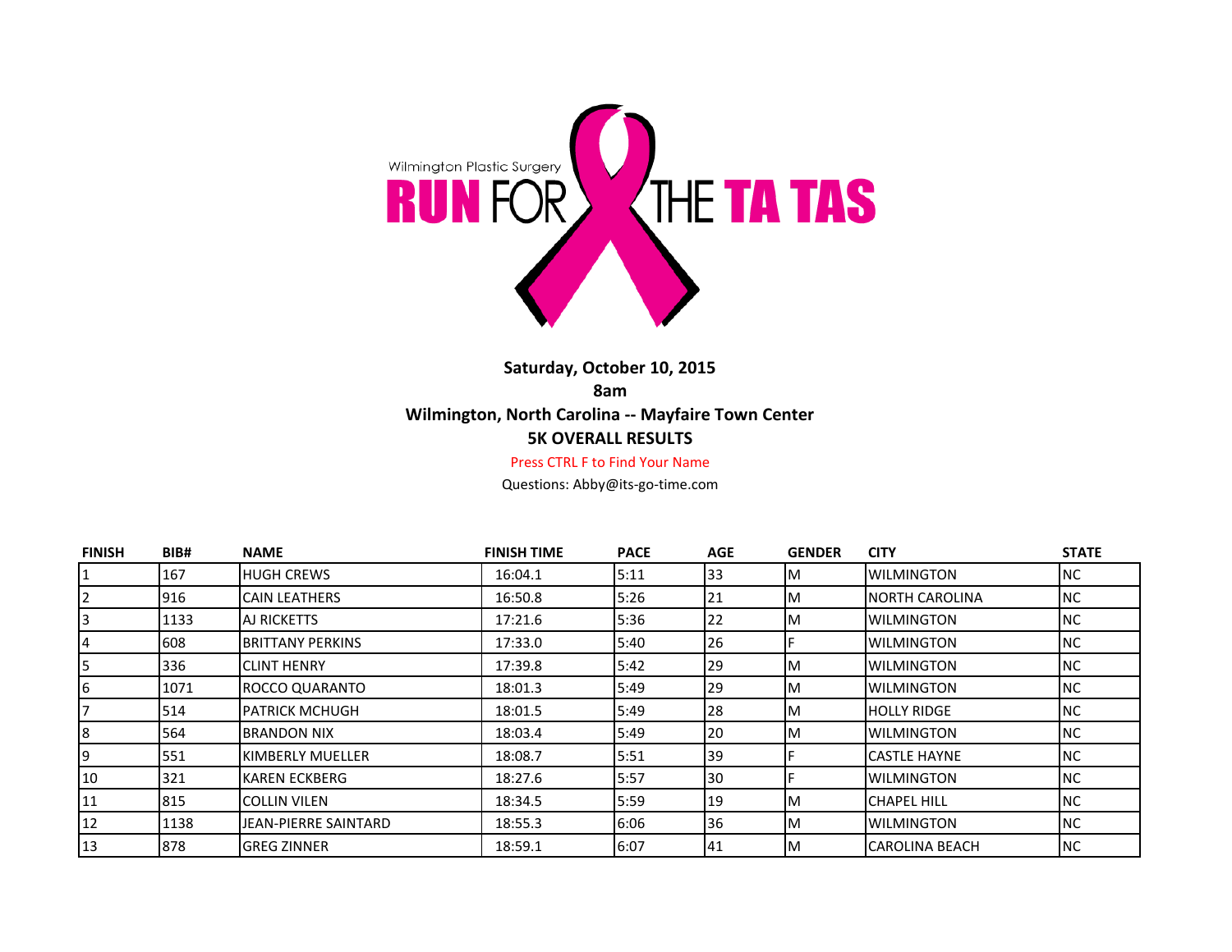Wilmington Plastic Surgery

# RUN FOR THE TA TAS

**Saturday, October 10, 2015**

**8am**

**Wilmington, North Carolina -- Mayfaire Town Center**

**5K OVERALL RESULTS**

Press CTRL F to Find Your Name

Questions: Abby@its-go-time.com

| FINISH | BIB# | NAME | FINISH TIME | PACE | AGE | GENDER | CITY | STATE |
|---|---|---|---|---|---|---|---|---|
| 1 | 167 | HUGH CREWS | 16:04.1 | 5:11 | 33 | M | WILMINGTON | NC |
| 2 | 916 | CAIN LEATHERS | 16:50.8 | 5:26 | 21 | M | NORTH CAROLINA | NC |
| 3 | 1133 | AJ RICKETTS | 17:21.6 | 5:36 | 22 | M | WILMINGTON | NC |
| 4 | 608 | BRITTANY PERKINS | 17:33.0 | 5:40 | 26 | F | WILMINGTON | NC |
| 5 | 336 | CLINT HENRY | 17:39.8 | 5:42 | 29 | M | WILMINGTON | NC |
| 6 | 1071 | ROCCO QUARANTO | 18:01.3 | 5:49 | 29 | M | WILMINGTON | NC |
| 7 | 514 | PATRICK MCHUGH | 18:01.5 | 5:49 | 28 | M | HOLLY RIDGE | NC |
| 8 | 564 | BRANDON NIX | 18:03.4 | 5:49 | 20 | M | WILMINGTON | NC |
| 9 | 551 | KIMBERLY MUELLER | 18:08.7 | 5:51 | 39 | F | CASTLE HAYNE | NC |
| 10 | 321 | KAREN ECKBERG | 18:27.6 | 5:57 | 30 | F | WILMINGTON | NC |
| 11 | 815 | COLLIN VILEN | 18:34.5 | 5:59 | 19 | M | CHAPEL HILL | NC |
| 12 | 1138 | JEAN-PIERRE SAINTARD | 18:55.3 | 6:06 | 36 | M | WILMINGTON | NC |
| 13 | 878 | GREG ZINNER | 18:59.1 | 6:07 | 41 | M | CAROLINA BEACH | NC |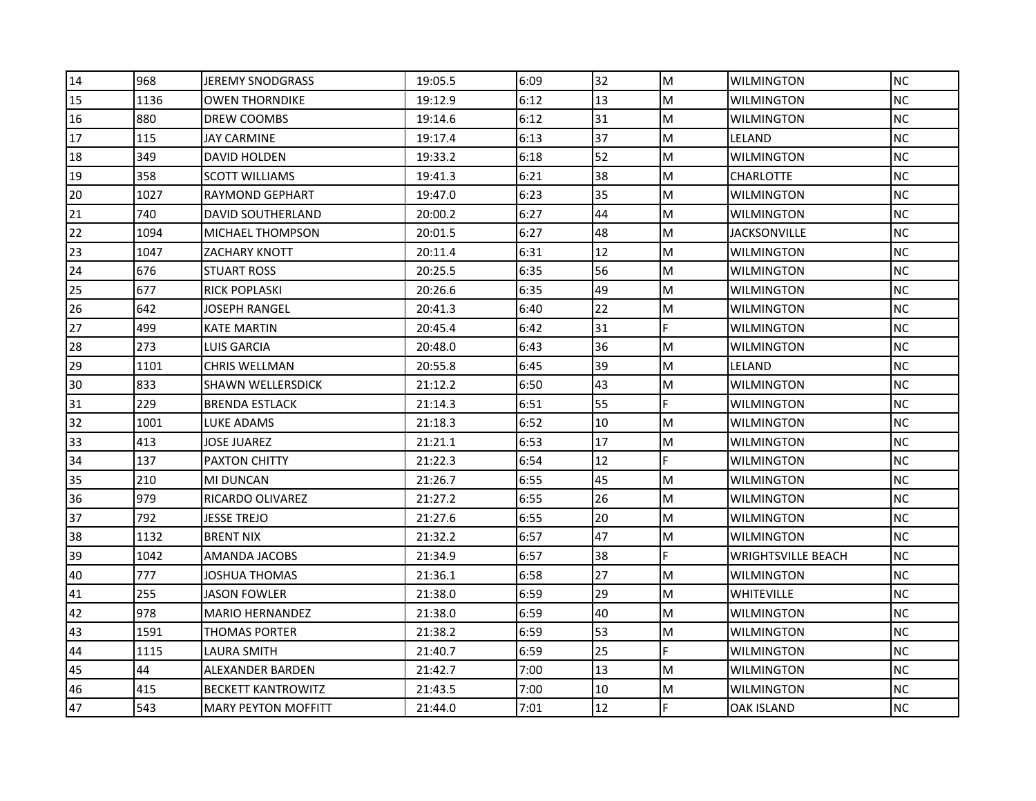| | | | | | | | | |
|---|---|---|---|---|---|---|---|---|
| 14 | 968 | JEREMY SNODGRASS | 19:05.5 | 6:09 | 32 | M | WILMINGTON | NC |
| 15 | 1136 | OWEN THORNDIKE | 19:12.9 | 6:12 | 13 | M | WILMINGTON | NC |
| 16 | 880 | DREW COOMBS | 19:14.6 | 6:12 | 31 | M | WILMINGTON | NC |
| 17 | 115 | JAY CARMINE | 19:17.4 | 6:13 | 37 | M | LELAND | NC |
| 18 | 349 | DAVID HOLDEN | 19:33.2 | 6:18 | 52 | M | WILMINGTON | NC |
| 19 | 358 | SCOTT WILLIAMS | 19:41.3 | 6:21 | 38 | M | CHARLOTTE | NC |
| 20 | 1027 | RAYMOND GEPHART | 19:47.0 | 6:23 | 35 | M | WILMINGTON | NC |
| 21 | 740 | DAVID SOUTHERLAND | 20:00.2 | 6:27 | 44 | M | WILMINGTON | NC |
| 22 | 1094 | MICHAEL THOMPSON | 20:01.5 | 6:27 | 48 | M | JACKSONVILLE | NC |
| 23 | 1047 | ZACHARY KNOTT | 20:11.4 | 6:31 | 12 | M | WILMINGTON | NC |
| 24 | 676 | STUART ROSS | 20:25.5 | 6:35 | 56 | M | WILMINGTON | NC |
| 25 | 677 | RICK POPLASKI | 20:26.6 | 6:35 | 49 | M | WILMINGTON | NC |
| 26 | 642 | JOSEPH RANGEL | 20:41.3 | 6:40 | 22 | M | WILMINGTON | NC |
| 27 | 499 | KATE MARTIN | 20:45.4 | 6:42 | 31 | F | WILMINGTON | NC |
| 28 | 273 | LUIS GARCIA | 20:48.0 | 6:43 | 36 | M | WILMINGTON | NC |
| 29 | 1101 | CHRIS WELLMAN | 20:55.8 | 6:45 | 39 | M | LELAND | NC |
| 30 | 833 | SHAWN WELLERSDICK | 21:12.2 | 6:50 | 43 | M | WILMINGTON | NC |
| 31 | 229 | BRENDA ESTLACK | 21:14.3 | 6:51 | 55 | F | WILMINGTON | NC |
| 32 | 1001 | LUKE ADAMS | 21:18.3 | 6:52 | 10 | M | WILMINGTON | NC |
| 33 | 413 | JOSE JUAREZ | 21:21.1 | 6:53 | 17 | M | WILMINGTON | NC |
| 34 | 137 | PAXTON CHITTY | 21:22.3 | 6:54 | 12 | F | WILMINGTON | NC |
| 35 | 210 | MI DUNCAN | 21:26.7 | 6:55 | 45 | M | WILMINGTON | NC |
| 36 | 979 | RICARDO OLIVAREZ | 21:27.2 | 6:55 | 26 | M | WILMINGTON | NC |
| 37 | 792 | JESSE TREJO | 21:27.6 | 6:55 | 20 | M | WILMINGTON | NC |
| 38 | 1132 | BRENT NIX | 21:32.2 | 6:57 | 47 | M | WILMINGTON | NC |
| 39 | 1042 | AMANDA JACOBS | 21:34.9 | 6:57 | 38 | F | WRIGHTSVILLE BEACH | NC |
| 40 | 777 | JOSHUA THOMAS | 21:36.1 | 6:58 | 27 | M | WILMINGTON | NC |
| 41 | 255 | JASON FOWLER | 21:38.0 | 6:59 | 29 | M | WHITEVILLE | NC |
| 42 | 978 | MARIO HERNANDEZ | 21:38.0 | 6:59 | 40 | M | WILMINGTON | NC |
| 43 | 1591 | THOMAS PORTER | 21:38.2 | 6:59 | 53 | M | WILMINGTON | NC |
| 44 | 1115 | LAURA SMITH | 21:40.7 | 6:59 | 25 | F | WILMINGTON | NC |
| 45 | 44 | ALEXANDER BARDEN | 21:42.7 | 7:00 | 13 | M | WILMINGTON | NC |
| 46 | 415 | BECKETT KANTROWITZ | 21:43.5 | 7:00 | 10 | M | WILMINGTON | NC |
| 47 | 543 | MARY PEYTON MOFFITT | 21:44.0 | 7:01 | 12 | F | OAK ISLAND | NC |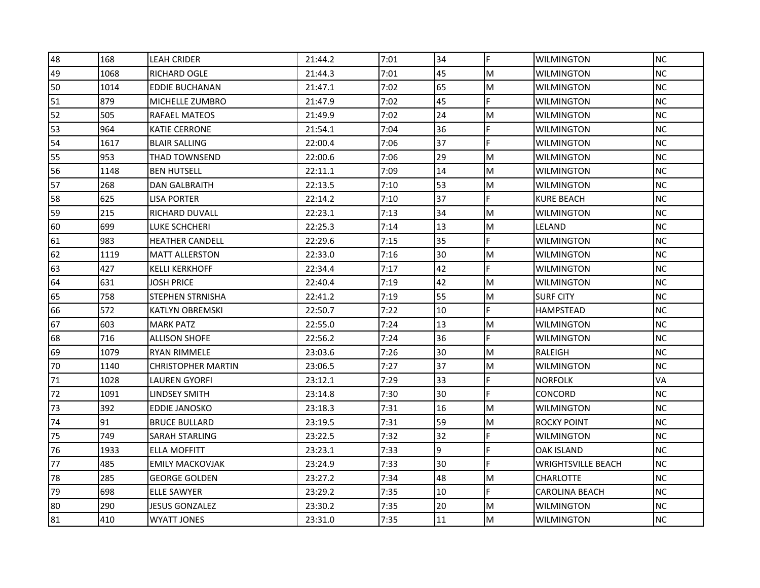| 48 | 168 | LEAH CRIDER | 21:44.2 | 7:01 | 34 | F | WILMINGTON | NC |
|---|---|---|---|---|---|---|---|---|
| 49 | 1068 | RICHARD OGLE | 21:44.3 | 7:01 | 45 | M | WILMINGTON | NC |
| 50 | 1014 | EDDIE BUCHANAN | 21:47.1 | 7:02 | 65 | M | WILMINGTON | NC |
| 51 | 879 | MICHELLE ZUMBRO | 21:47.9 | 7:02 | 45 | F | WILMINGTON | NC |
| 52 | 505 | RAFAEL MATEOS | 21:49.9 | 7:02 | 24 | M | WILMINGTON | NC |
| 53 | 964 | KATIE CERRONE | 21:54.1 | 7:04 | 36 | F | WILMINGTON | NC |
| 54 | 1617 | BLAIR SALLING | 22:00.4 | 7:06 | 37 | F | WILMINGTON | NC |
| 55 | 953 | THAD TOWNSEND | 22:00.6 | 7:06 | 29 | M | WILMINGTON | NC |
| 56 | 1148 | BEN HUTSELL | 22:11.1 | 7:09 | 14 | M | WILMINGTON | NC |
| 57 | 268 | DAN GALBRAITH | 22:13.5 | 7:10 | 53 | M | WILMINGTON | NC |
| 58 | 625 | LISA PORTER | 22:14.2 | 7:10 | 37 | F | KURE BEACH | NC |
| 59 | 215 | RICHARD DUVALL | 22:23.1 | 7:13 | 34 | M | WILMINGTON | NC |
| 60 | 699 | LUKE SCHCHERI | 22:25.3 | 7:14 | 13 | M | LELAND | NC |
| 61 | 983 | HEATHER CANDELL | 22:29.6 | 7:15 | 35 | F | WILMINGTON | NC |
| 62 | 1119 | MATT ALLERSTON | 22:33.0 | 7:16 | 30 | M | WILMINGTON | NC |
| 63 | 427 | KELLI KERKHOFF | 22:34.4 | 7:17 | 42 | F | WILMINGTON | NC |
| 64 | 631 | JOSH PRICE | 22:40.4 | 7:19 | 42 | M | WILMINGTON | NC |
| 65 | 758 | STEPHEN STRNISHA | 22:41.2 | 7:19 | 55 | M | SURF CITY | NC |
| 66 | 572 | KATLYN OBREMSKI | 22:50.7 | 7:22 | 10 | F | HAMPSTEAD | NC |
| 67 | 603 | MARK PATZ | 22:55.0 | 7:24 | 13 | M | WILMINGTON | NC |
| 68 | 716 | ALLISON SHOFE | 22:56.2 | 7:24 | 36 | F | WILMINGTON | NC |
| 69 | 1079 | RYAN RIMMELE | 23:03.6 | 7:26 | 30 | M | RALEIGH | NC |
| 70 | 1140 | CHRISTOPHER MARTIN | 23:06.5 | 7:27 | 37 | M | WILMINGTON | NC |
| 71 | 1028 | LAUREN GYORFI | 23:12.1 | 7:29 | 33 | F | NORFOLK | VA |
| 72 | 1091 | LINDSEY SMITH | 23:14.8 | 7:30 | 30 | F | CONCORD | NC |
| 73 | 392 | EDDIE JANOSKO | 23:18.3 | 7:31 | 16 | M | WILMINGTON | NC |
| 74 | 91 | BRUCE BULLARD | 23:19.5 | 7:31 | 59 | M | ROCKY POINT | NC |
| 75 | 749 | SARAH STARLING | 23:22.5 | 7:32 | 32 | F | WILMINGTON | NC |
| 76 | 1933 | ELLA MOFFITT | 23:23.1 | 7:33 | 9 | F | OAK ISLAND | NC |
| 77 | 485 | EMILY MACKOVJAK | 23:24.9 | 7:33 | 30 | F | WRIGHTSVILLE BEACH | NC |
| 78 | 285 | GEORGE GOLDEN | 23:27.2 | 7:34 | 48 | M | CHARLOTTE | NC |
| 79 | 698 | ELLE SAWYER | 23:29.2 | 7:35 | 10 | F | CAROLINA BEACH | NC |
| 80 | 290 | JESUS GONZALEZ | 23:30.2 | 7:35 | 20 | M | WILMINGTON | NC |
| 81 | 410 | WYATT JONES | 23:31.0 | 7:35 | 11 | M | WILMINGTON | NC |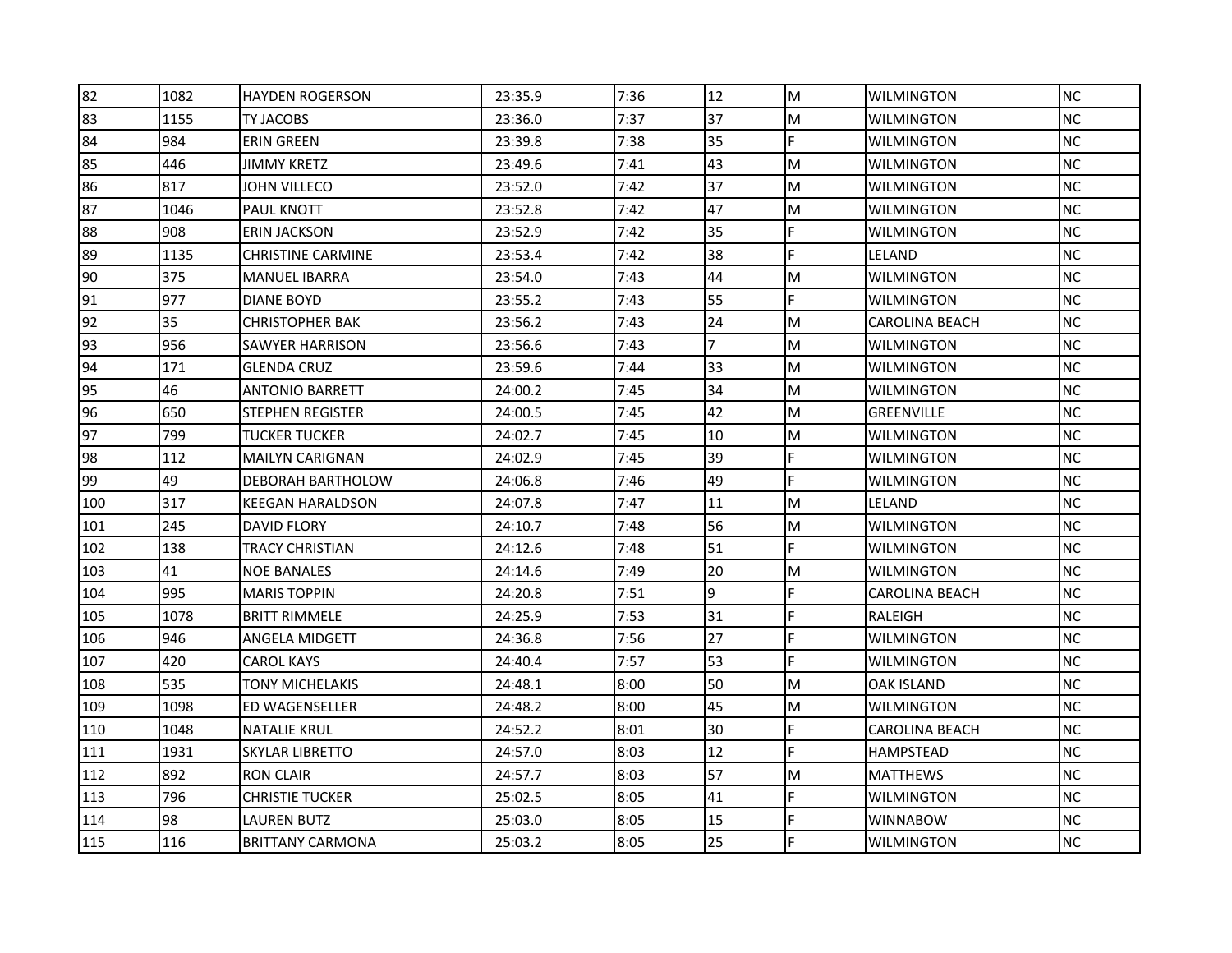| | | | | | | | | |
|---|---|---|---|---|---|---|---|---|
| 82 | 1082 | HAYDEN ROGERSON | 23:35.9 | 7:36 | 12 | M | WILMINGTON | NC |
| 83 | 1155 | TY JACOBS | 23:36.0 | 7:37 | 37 | M | WILMINGTON | NC |
| 84 | 984 | ERIN GREEN | 23:39.8 | 7:38 | 35 | F | WILMINGTON | NC |
| 85 | 446 | JIMMY KRETZ | 23:49.6 | 7:41 | 43 | M | WILMINGTON | NC |
| 86 | 817 | JOHN VILLECO | 23:52.0 | 7:42 | 37 | M | WILMINGTON | NC |
| 87 | 1046 | PAUL KNOTT | 23:52.8 | 7:42 | 47 | M | WILMINGTON | NC |
| 88 | 908 | ERIN JACKSON | 23:52.9 | 7:42 | 35 | F | WILMINGTON | NC |
| 89 | 1135 | CHRISTINE CARMINE | 23:53.4 | 7:42 | 38 | F | LELAND | NC |
| 90 | 375 | MANUEL IBARRA | 23:54.0 | 7:43 | 44 | M | WILMINGTON | NC |
| 91 | 977 | DIANE BOYD | 23:55.2 | 7:43 | 55 | F | WILMINGTON | NC |
| 92 | 35 | CHRISTOPHER BAK | 23:56.2 | 7:43 | 24 | M | CAROLINA BEACH | NC |
| 93 | 956 | SAWYER HARRISON | 23:56.6 | 7:43 | 7 | M | WILMINGTON | NC |
| 94 | 171 | GLENDA CRUZ | 23:59.6 | 7:44 | 33 | M | WILMINGTON | NC |
| 95 | 46 | ANTONIO BARRETT | 24:00.2 | 7:45 | 34 | M | WILMINGTON | NC |
| 96 | 650 | STEPHEN REGISTER | 24:00.5 | 7:45 | 42 | M | GREENVILLE | NC |
| 97 | 799 | TUCKER TUCKER | 24:02.7 | 7:45 | 10 | M | WILMINGTON | NC |
| 98 | 112 | MAILYN CARIGNAN | 24:02.9 | 7:45 | 39 | F | WILMINGTON | NC |
| 99 | 49 | DEBORAH BARTHOLOW | 24:06.8 | 7:46 | 49 | F | WILMINGTON | NC |
| 100 | 317 | KEEGAN HARALDSON | 24:07.8 | 7:47 | 11 | M | LELAND | NC |
| 101 | 245 | DAVID FLORY | 24:10.7 | 7:48 | 56 | M | WILMINGTON | NC |
| 102 | 138 | TRACY CHRISTIAN | 24:12.6 | 7:48 | 51 | F | WILMINGTON | NC |
| 103 | 41 | NOE BANALES | 24:14.6 | 7:49 | 20 | M | WILMINGTON | NC |
| 104 | 995 | MARIS TOPPIN | 24:20.8 | 7:51 | 9 | F | CAROLINA BEACH | NC |
| 105 | 1078 | BRITT RIMMELE | 24:25.9 | 7:53 | 31 | F | RALEIGH | NC |
| 106 | 946 | ANGELA MIDGETT | 24:36.8 | 7:56 | 27 | F | WILMINGTON | NC |
| 107 | 420 | CAROL KAYS | 24:40.4 | 7:57 | 53 | F | WILMINGTON | NC |
| 108 | 535 | TONY MICHELAKIS | 24:48.1 | 8:00 | 50 | M | OAK ISLAND | NC |
| 109 | 1098 | ED WAGENSELLER | 24:48.2 | 8:00 | 45 | M | WILMINGTON | NC |
| 110 | 1048 | NATALIE KRUL | 24:52.2 | 8:01 | 30 | F | CAROLINA BEACH | NC |
| 111 | 1931 | SKYLAR LIBRETTO | 24:57.0 | 8:03 | 12 | F | HAMPSTEAD | NC |
| 112 | 892 | RON CLAIR | 24:57.7 | 8:03 | 57 | M | MATTHEWS | NC |
| 113 | 796 | CHRISTIE TUCKER | 25:02.5 | 8:05 | 41 | F | WILMINGTON | NC |
| 114 | 98 | LAUREN BUTZ | 25:03.0 | 8:05 | 15 | F | WINNABOW | NC |
| 115 | 116 | BRITTANY CARMONA | 25:03.2 | 8:05 | 25 | F | WILMINGTON | NC |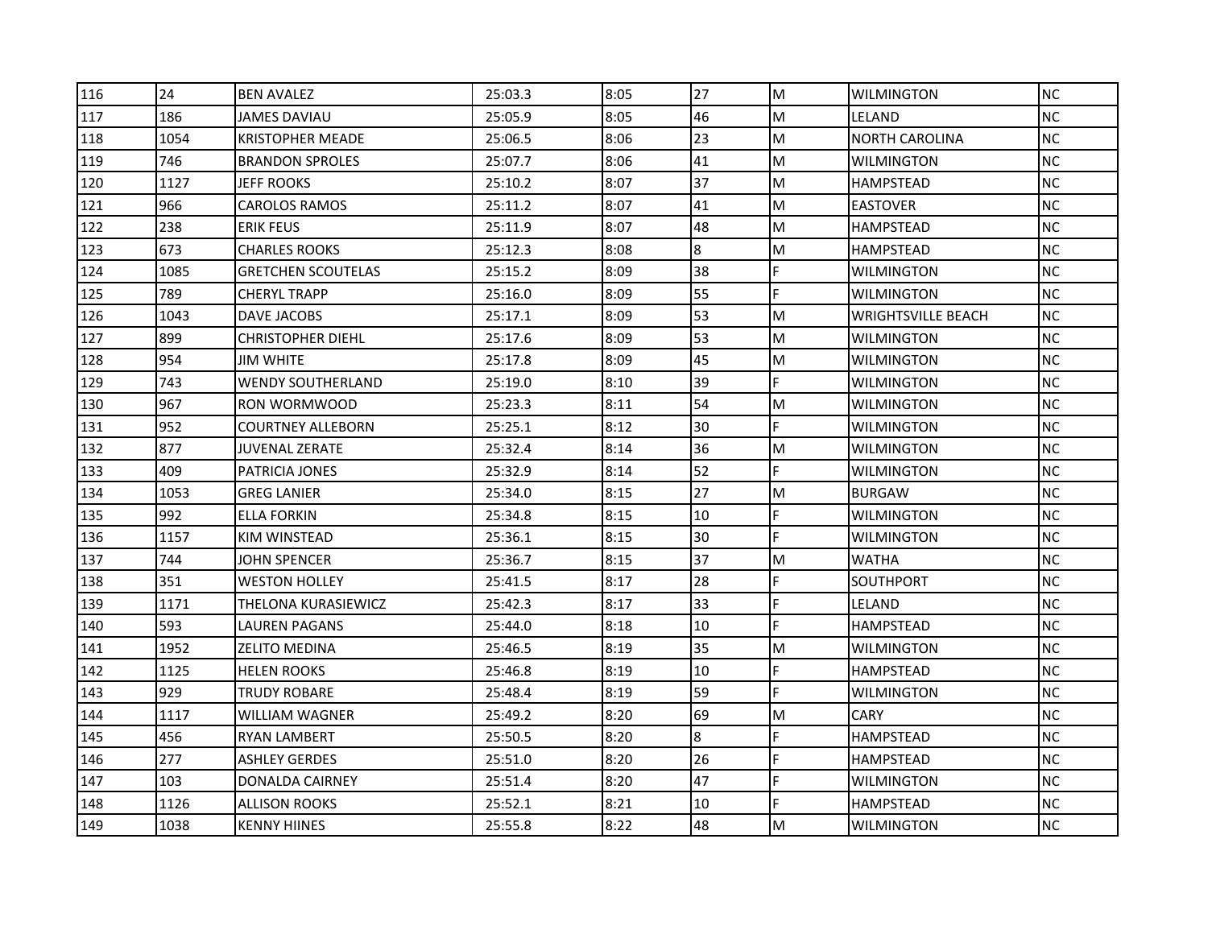| | | | | | | | | |
|---|---|---|---|---|---|---|---|---|
| 116 | 24 | BEN AVALEZ | 25:03.3 | 8:05 | 27 | M | WILMINGTON | NC |
| 117 | 186 | JAMES DAVIAU | 25:05.9 | 8:05 | 46 | M | LELAND | NC |
| 118 | 1054 | KRISTOPHER MEADE | 25:06.5 | 8:06 | 23 | M | NORTH CAROLINA | NC |
| 119 | 746 | BRANDON SPROLES | 25:07.7 | 8:06 | 41 | M | WILMINGTON | NC |
| 120 | 1127 | JEFF ROOKS | 25:10.2 | 8:07 | 37 | M | HAMPSTEAD | NC |
| 121 | 966 | CAROLOS RAMOS | 25:11.2 | 8:07 | 41 | M | EASTOVER | NC |
| 122 | 238 | ERIK FEUS | 25:11.9 | 8:07 | 48 | M | HAMPSTEAD | NC |
| 123 | 673 | CHARLES ROOKS | 25:12.3 | 8:08 | 8 | M | HAMPSTEAD | NC |
| 124 | 1085 | GRETCHEN SCOUTELAS | 25:15.2 | 8:09 | 38 | F | WILMINGTON | NC |
| 125 | 789 | CHERYL TRAPP | 25:16.0 | 8:09 | 55 | F | WILMINGTON | NC |
| 126 | 1043 | DAVE JACOBS | 25:17.1 | 8:09 | 53 | M | WRIGHTSVILLE BEACH | NC |
| 127 | 899 | CHRISTOPHER DIEHL | 25:17.6 | 8:09 | 53 | M | WILMINGTON | NC |
| 128 | 954 | JIM WHITE | 25:17.8 | 8:09 | 45 | M | WILMINGTON | NC |
| 129 | 743 | WENDY SOUTHERLAND | 25:19.0 | 8:10 | 39 | F | WILMINGTON | NC |
| 130 | 967 | RON WORMWOOD | 25:23.3 | 8:11 | 54 | M | WILMINGTON | NC |
| 131 | 952 | COURTNEY ALLEBORN | 25:25.1 | 8:12 | 30 | F | WILMINGTON | NC |
| 132 | 877 | JUVENAL ZERATE | 25:32.4 | 8:14 | 36 | M | WILMINGTON | NC |
| 133 | 409 | PATRICIA JONES | 25:32.9 | 8:14 | 52 | F | WILMINGTON | NC |
| 134 | 1053 | GREG LANIER | 25:34.0 | 8:15 | 27 | M | BURGAW | NC |
| 135 | 992 | ELLA FORKIN | 25:34.8 | 8:15 | 10 | F | WILMINGTON | NC |
| 136 | 1157 | KIM WINSTEAD | 25:36.1 | 8:15 | 30 | F | WILMINGTON | NC |
| 137 | 744 | JOHN SPENCER | 25:36.7 | 8:15 | 37 | M | WATHA | NC |
| 138 | 351 | WESTON HOLLEY | 25:41.5 | 8:17 | 28 | F | SOUTHPORT | NC |
| 139 | 1171 | THELONA KURASIEWICZ | 25:42.3 | 8:17 | 33 | F | LELAND | NC |
| 140 | 593 | LAUREN PAGANS | 25:44.0 | 8:18 | 10 | F | HAMPSTEAD | NC |
| 141 | 1952 | ZELITO MEDINA | 25:46.5 | 8:19 | 35 | M | WILMINGTON | NC |
| 142 | 1125 | HELEN ROOKS | 25:46.8 | 8:19 | 10 | F | HAMPSTEAD | NC |
| 143 | 929 | TRUDY ROBARE | 25:48.4 | 8:19 | 59 | F | WILMINGTON | NC |
| 144 | 1117 | WILLIAM WAGNER | 25:49.2 | 8:20 | 69 | M | CARY | NC |
| 145 | 456 | RYAN LAMBERT | 25:50.5 | 8:20 | 8 | F | HAMPSTEAD | NC |
| 146 | 277 | ASHLEY GERDES | 25:51.0 | 8:20 | 26 | F | HAMPSTEAD | NC |
| 147 | 103 | DONALDA CAIRNEY | 25:51.4 | 8:20 | 47 | F | WILMINGTON | NC |
| 148 | 1126 | ALLISON ROOKS | 25:52.1 | 8:21 | 10 | F | HAMPSTEAD | NC |
| 149 | 1038 | KENNY HIINES | 25:55.8 | 8:22 | 48 | M | WILMINGTON | NC |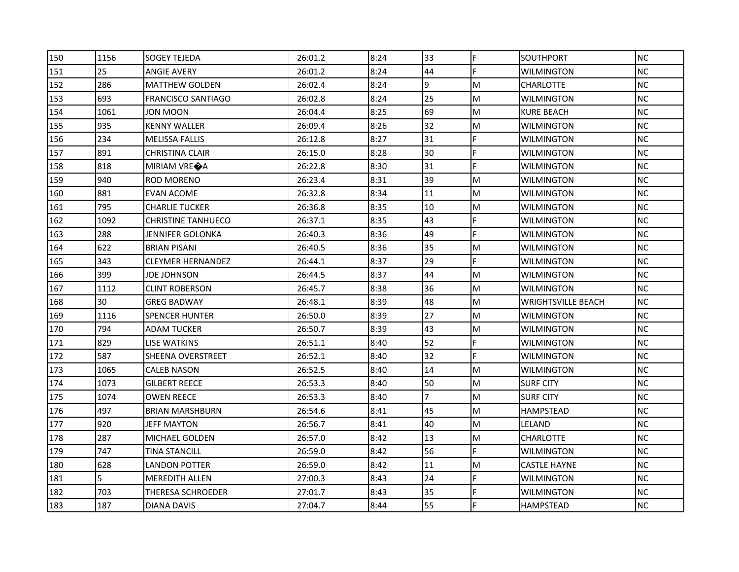| 150 | 1156 | SOGEY TEJEDA | 26:01.2 | 8:24 | 33 | F | SOUTHPORT | NC |
|---|---|---|---|---|---|---|---|---|
| 151 | 25 | ANGIE AVERY | 26:01.2 | 8:24 | 44 | F | WILMINGTON | NC |
| 152 | 286 | MATTHEW GOLDEN | 26:02.4 | 8:24 | 9 | M | CHARLOTTE | NC |
| 153 | 693 | FRANCISCO SANTIAGO | 26:02.8 | 8:24 | 25 | M | WILMINGTON | NC |
| 154 | 1061 | JON MOON | 26:04.4 | 8:25 | 69 | M | KURE BEACH | NC |
| 155 | 935 | KENNY WALLER | 26:09.4 | 8:26 | 32 | M | WILMINGTON | NC |
| 156 | 234 | MELISSA FALLIS | 26:12.8 | 8:27 | 31 | F | WILMINGTON | NC |
| 157 | 891 | CHRISTINA CLAIR | 26:15.0 | 8:28 | 30 | F | WILMINGTON | NC |
| 158 | 818 | MIRIAM VRE�A | 26:22.8 | 8:30 | 31 | F | WILMINGTON | NC |
| 159 | 940 | ROD MORENO | 26:23.4 | 8:31 | 39 | M | WILMINGTON | NC |
| 160 | 881 | EVAN ACOME | 26:32.8 | 8:34 | 11 | M | WILMINGTON | NC |
| 161 | 795 | CHARLIE TUCKER | 26:36.8 | 8:35 | 10 | M | WILMINGTON | NC |
| 162 | 1092 | CHRISTINE TANHUECO | 26:37.1 | 8:35 | 43 | F | WILMINGTON | NC |
| 163 | 288 | JENNIFER GOLONKA | 26:40.3 | 8:36 | 49 | F | WILMINGTON | NC |
| 164 | 622 | BRIAN PISANI | 26:40.5 | 8:36 | 35 | M | WILMINGTON | NC |
| 165 | 343 | CLEYMER HERNANDEZ | 26:44.1 | 8:37 | 29 | F | WILMINGTON | NC |
| 166 | 399 | JOE JOHNSON | 26:44.5 | 8:37 | 44 | M | WILMINGTON | NC |
| 167 | 1112 | CLINT ROBERSON | 26:45.7 | 8:38 | 36 | M | WILMINGTON | NC |
| 168 | 30 | GREG BADWAY | 26:48.1 | 8:39 | 48 | M | WRIGHTSVILLE BEACH | NC |
| 169 | 1116 | SPENCER HUNTER | 26:50.0 | 8:39 | 27 | M | WILMINGTON | NC |
| 170 | 794 | ADAM TUCKER | 26:50.7 | 8:39 | 43 | M | WILMINGTON | NC |
| 171 | 829 | LISE WATKINS | 26:51.1 | 8:40 | 52 | F | WILMINGTON | NC |
| 172 | 587 | SHEENA OVERSTREET | 26:52.1 | 8:40 | 32 | F | WILMINGTON | NC |
| 173 | 1065 | CALEB NASON | 26:52.5 | 8:40 | 14 | M | WILMINGTON | NC |
| 174 | 1073 | GILBERT REECE | 26:53.3 | 8:40 | 50 | M | SURF CITY | NC |
| 175 | 1074 | OWEN REECE | 26:53.3 | 8:40 | 7 | M | SURF CITY | NC |
| 176 | 497 | BRIAN MARSHBURN | 26:54.6 | 8:41 | 45 | M | HAMPSTEAD | NC |
| 177 | 920 | JEFF MAYTON | 26:56.7 | 8:41 | 40 | M | LELAND | NC |
| 178 | 287 | MICHAEL GOLDEN | 26:57.0 | 8:42 | 13 | M | CHARLOTTE | NC |
| 179 | 747 | TINA STANCILL | 26:59.0 | 8:42 | 56 | F | WILMINGTON | NC |
| 180 | 628 | LANDON POTTER | 26:59.0 | 8:42 | 11 | M | CASTLE HAYNE | NC |
| 181 | 5 | MEREDITH ALLEN | 27:00.3 | 8:43 | 24 | F | WILMINGTON | NC |
| 182 | 703 | THERESA SCHROEDER | 27:01.7 | 8:43 | 35 | F | WILMINGTON | NC |
| 183 | 187 | DIANA DAVIS | 27:04.7 | 8:44 | 55 | F | HAMPSTEAD | NC |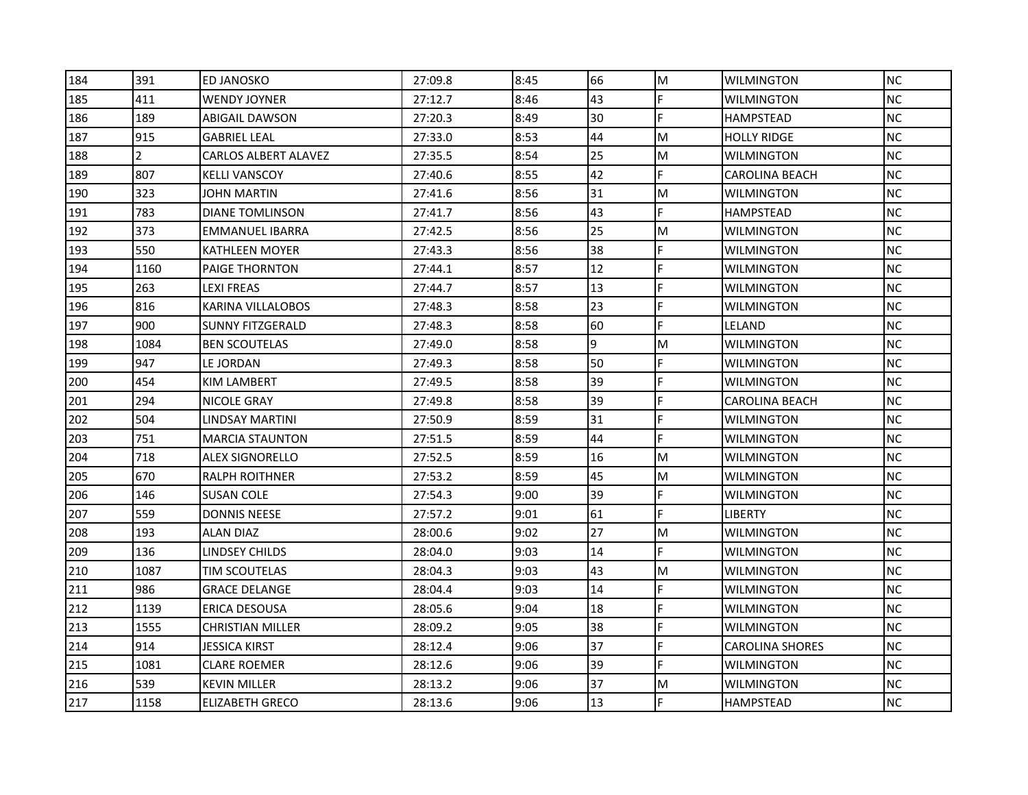| | | | | | | | | |
|---|---|---|---|---|---|---|---|---|
| 184 | 391 | ED JANOSKO | 27:09.8 | 8:45 | 66 | M | WILMINGTON | NC |
| 185 | 411 | WENDY JOYNER | 27:12.7 | 8:46 | 43 | F | WILMINGTON | NC |
| 186 | 189 | ABIGAIL DAWSON | 27:20.3 | 8:49 | 30 | F | HAMPSTEAD | NC |
| 187 | 915 | GABRIEL LEAL | 27:33.0 | 8:53 | 44 | M | HOLLY RIDGE | NC |
| 188 | 2 | CARLOS ALBERT ALAVEZ | 27:35.5 | 8:54 | 25 | M | WILMINGTON | NC |
| 189 | 807 | KELLI VANSCOY | 27:40.6 | 8:55 | 42 | F | CAROLINA BEACH | NC |
| 190 | 323 | JOHN MARTIN | 27:41.6 | 8:56 | 31 | M | WILMINGTON | NC |
| 191 | 783 | DIANE TOMLINSON | 27:41.7 | 8:56 | 43 | F | HAMPSTEAD | NC |
| 192 | 373 | EMMANUEL IBARRA | 27:42.5 | 8:56 | 25 | M | WILMINGTON | NC |
| 193 | 550 | KATHLEEN MOYER | 27:43.3 | 8:56 | 38 | F | WILMINGTON | NC |
| 194 | 1160 | PAIGE THORNTON | 27:44.1 | 8:57 | 12 | F | WILMINGTON | NC |
| 195 | 263 | LEXI FREAS | 27:44.7 | 8:57 | 13 | F | WILMINGTON | NC |
| 196 | 816 | KARINA VILLALOBOS | 27:48.3 | 8:58 | 23 | F | WILMINGTON | NC |
| 197 | 900 | SUNNY FITZGERALD | 27:48.3 | 8:58 | 60 | F | LELAND | NC |
| 198 | 1084 | BEN SCOUTELAS | 27:49.0 | 8:58 | 9 | M | WILMINGTON | NC |
| 199 | 947 | LE JORDAN | 27:49.3 | 8:58 | 50 | F | WILMINGTON | NC |
| 200 | 454 | KIM LAMBERT | 27:49.5 | 8:58 | 39 | F | WILMINGTON | NC |
| 201 | 294 | NICOLE GRAY | 27:49.8 | 8:58 | 39 | F | CAROLINA BEACH | NC |
| 202 | 504 | LINDSAY MARTINI | 27:50.9 | 8:59 | 31 | F | WILMINGTON | NC |
| 203 | 751 | MARCIA STAUNTON | 27:51.5 | 8:59 | 44 | F | WILMINGTON | NC |
| 204 | 718 | ALEX SIGNORELLO | 27:52.5 | 8:59 | 16 | M | WILMINGTON | NC |
| 205 | 670 | RALPH ROITHNER | 27:53.2 | 8:59 | 45 | M | WILMINGTON | NC |
| 206 | 146 | SUSAN COLE | 27:54.3 | 9:00 | 39 | F | WILMINGTON | NC |
| 207 | 559 | DONNIS NEESE | 27:57.2 | 9:01 | 61 | F | LIBERTY | NC |
| 208 | 193 | ALAN DIAZ | 28:00.6 | 9:02 | 27 | M | WILMINGTON | NC |
| 209 | 136 | LINDSEY CHILDS | 28:04.0 | 9:03 | 14 | F | WILMINGTON | NC |
| 210 | 1087 | TIM SCOUTELAS | 28:04.3 | 9:03 | 43 | M | WILMINGTON | NC |
| 211 | 986 | GRACE DELANGE | 28:04.4 | 9:03 | 14 | F | WILMINGTON | NC |
| 212 | 1139 | ERICA DESOUSA | 28:05.6 | 9:04 | 18 | F | WILMINGTON | NC |
| 213 | 1555 | CHRISTIAN MILLER | 28:09.2 | 9:05 | 38 | F | WILMINGTON | NC |
| 214 | 914 | JESSICA KIRST | 28:12.4 | 9:06 | 37 | F | CAROLINA SHORES | NC |
| 215 | 1081 | CLARE ROEMER | 28:12.6 | 9:06 | 39 | F | WILMINGTON | NC |
| 216 | 539 | KEVIN MILLER | 28:13.2 | 9:06 | 37 | M | WILMINGTON | NC |
| 217 | 1158 | ELIZABETH GRECO | 28:13.6 | 9:06 | 13 | F | HAMPSTEAD | NC |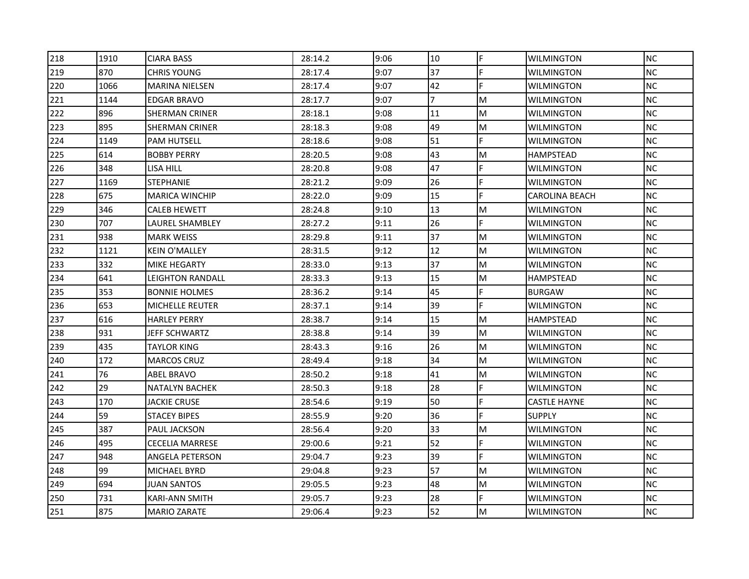| | | | | | | | | |
|---|---|---|---|---|---|---|---|---|
| 218 | 1910 | CIARA BASS | 28:14.2 | 9:06 | 10 | F | WILMINGTON | NC |
| 219 | 870 | CHRIS YOUNG | 28:17.4 | 9:07 | 37 | F | WILMINGTON | NC |
| 220 | 1066 | MARINA NIELSEN | 28:17.4 | 9:07 | 42 | F | WILMINGTON | NC |
| 221 | 1144 | EDGAR BRAVO | 28:17.7 | 9:07 | 7 | M | WILMINGTON | NC |
| 222 | 896 | SHERMAN CRINER | 28:18.1 | 9:08 | 11 | M | WILMINGTON | NC |
| 223 | 895 | SHERMAN CRINER | 28:18.3 | 9:08 | 49 | M | WILMINGTON | NC |
| 224 | 1149 | PAM HUTSELL | 28:18.6 | 9:08 | 51 | F | WILMINGTON | NC |
| 225 | 614 | BOBBY PERRY | 28:20.5 | 9:08 | 43 | M | HAMPSTEAD | NC |
| 226 | 348 | LISA HILL | 28:20.8 | 9:08 | 47 | F | WILMINGTON | NC |
| 227 | 1169 | STEPHANIE | 28:21.2 | 9:09 | 26 | F | WILMINGTON | NC |
| 228 | 675 | MARICA WINCHIP | 28:22.0 | 9:09 | 15 | F | CAROLINA BEACH | NC |
| 229 | 346 | CALEB HEWETT | 28:24.8 | 9:10 | 13 | M | WILMINGTON | NC |
| 230 | 707 | LAUREL SHAMBLEY | 28:27.2 | 9:11 | 26 | F | WILMINGTON | NC |
| 231 | 938 | MARK WEISS | 28:29.8 | 9:11 | 37 | M | WILMINGTON | NC |
| 232 | 1121 | KEIN O'MALLEY | 28:31.5 | 9:12 | 12 | M | WILMINGTON | NC |
| 233 | 332 | MIKE HEGARTY | 28:33.0 | 9:13 | 37 | M | WILMINGTON | NC |
| 234 | 641 | LEIGHTON RANDALL | 28:33.3 | 9:13 | 15 | M | HAMPSTEAD | NC |
| 235 | 353 | BONNIE HOLMES | 28:36.2 | 9:14 | 45 | F | BURGAW | NC |
| 236 | 653 | MICHELLE REUTER | 28:37.1 | 9:14 | 39 | F | WILMINGTON | NC |
| 237 | 616 | HARLEY PERRY | 28:38.7 | 9:14 | 15 | M | HAMPSTEAD | NC |
| 238 | 931 | JEFF SCHWARTZ | 28:38.8 | 9:14 | 39 | M | WILMINGTON | NC |
| 239 | 435 | TAYLOR KING | 28:43.3 | 9:16 | 26 | M | WILMINGTON | NC |
| 240 | 172 | MARCOS CRUZ | 28:49.4 | 9:18 | 34 | M | WILMINGTON | NC |
| 241 | 76 | ABEL BRAVO | 28:50.2 | 9:18 | 41 | M | WILMINGTON | NC |
| 242 | 29 | NATALYN BACHEK | 28:50.3 | 9:18 | 28 | F | WILMINGTON | NC |
| 243 | 170 | JACKIE CRUSE | 28:54.6 | 9:19 | 50 | F | CASTLE HAYNE | NC |
| 244 | 59 | STACEY BIPES | 28:55.9 | 9:20 | 36 | F | SUPPLY | NC |
| 245 | 387 | PAUL JACKSON | 28:56.4 | 9:20 | 33 | M | WILMINGTON | NC |
| 246 | 495 | CECELIA MARRESE | 29:00.6 | 9:21 | 52 | F | WILMINGTON | NC |
| 247 | 948 | ANGELA PETERSON | 29:04.7 | 9:23 | 39 | F | WILMINGTON | NC |
| 248 | 99 | MICHAEL BYRD | 29:04.8 | 9:23 | 57 | M | WILMINGTON | NC |
| 249 | 694 | JUAN SANTOS | 29:05.5 | 9:23 | 48 | M | WILMINGTON | NC |
| 250 | 731 | KARI-ANN SMITH | 29:05.7 | 9:23 | 28 | F | WILMINGTON | NC |
| 251 | 875 | MARIO ZARATE | 29:06.4 | 9:23 | 52 | M | WILMINGTON | NC |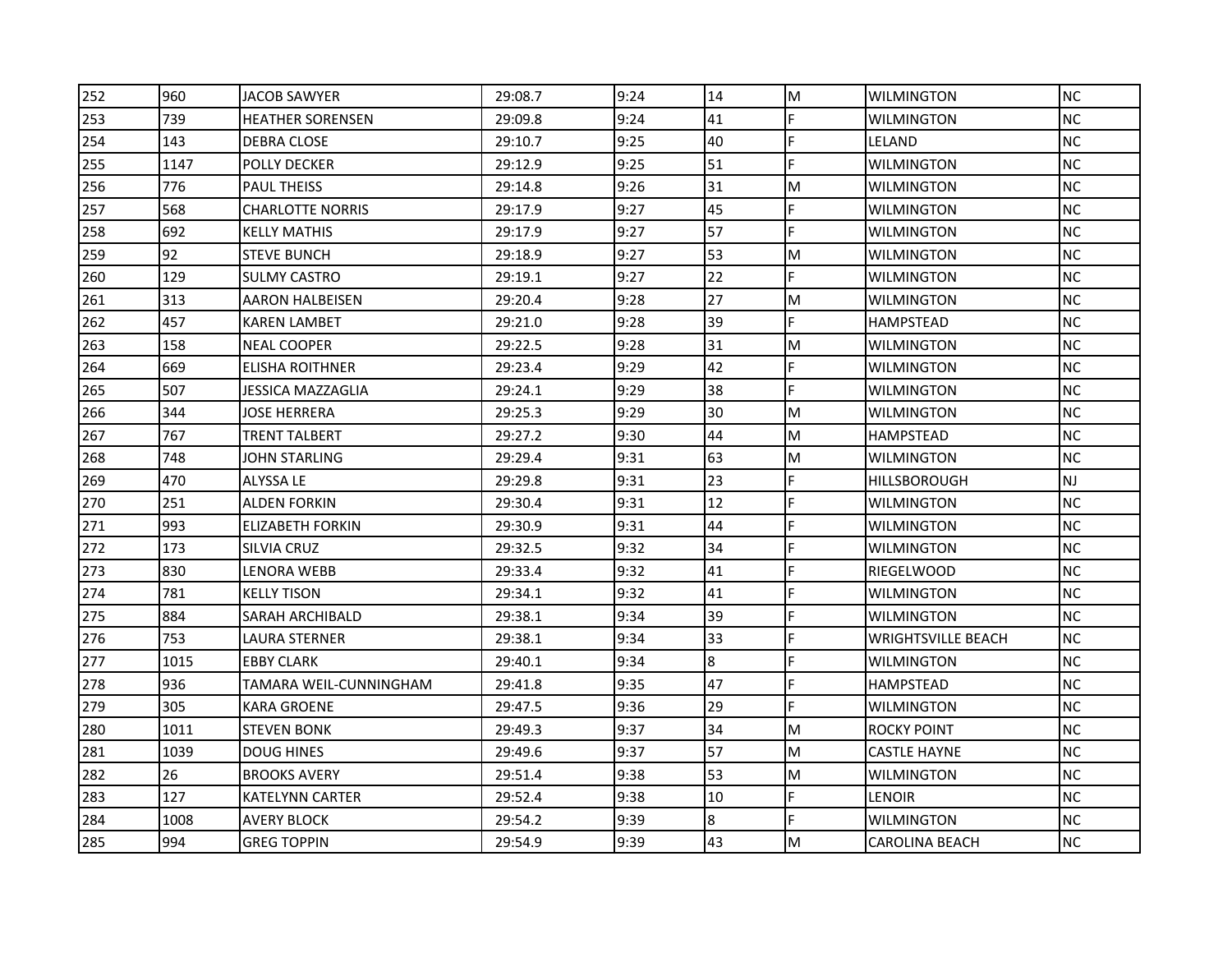| 252 | 960 | JACOB SAWYER | 29:08.7 | 9:24 | 14 | M | WILMINGTON | NC |
|---|---|---|---|---|---|---|---|---|
| 253 | 739 | HEATHER SORENSEN | 29:09.8 | 9:24 | 41 | F | WILMINGTON | NC |
| 254 | 143 | DEBRA CLOSE | 29:10.7 | 9:25 | 40 | F | LELAND | NC |
| 255 | 1147 | POLLY DECKER | 29:12.9 | 9:25 | 51 | F | WILMINGTON | NC |
| 256 | 776 | PAUL THEISS | 29:14.8 | 9:26 | 31 | M | WILMINGTON | NC |
| 257 | 568 | CHARLOTTE NORRIS | 29:17.9 | 9:27 | 45 | F | WILMINGTON | NC |
| 258 | 692 | KELLY MATHIS | 29:17.9 | 9:27 | 57 | F | WILMINGTON | NC |
| 259 | 92 | STEVE BUNCH | 29:18.9 | 9:27 | 53 | M | WILMINGTON | NC |
| 260 | 129 | SULMY CASTRO | 29:19.1 | 9:27 | 22 | F | WILMINGTON | NC |
| 261 | 313 | AARON HALBEISEN | 29:20.4 | 9:28 | 27 | M | WILMINGTON | NC |
| 262 | 457 | KAREN LAMBET | 29:21.0 | 9:28 | 39 | F | HAMPSTEAD | NC |
| 263 | 158 | NEAL COOPER | 29:22.5 | 9:28 | 31 | M | WILMINGTON | NC |
| 264 | 669 | ELISHA ROITHNER | 29:23.4 | 9:29 | 42 | F | WILMINGTON | NC |
| 265 | 507 | JESSICA MAZZAGLIA | 29:24.1 | 9:29 | 38 | F | WILMINGTON | NC |
| 266 | 344 | JOSE HERRERA | 29:25.3 | 9:29 | 30 | M | WILMINGTON | NC |
| 267 | 767 | TRENT TALBERT | 29:27.2 | 9:30 | 44 | M | HAMPSTEAD | NC |
| 268 | 748 | JOHN STARLING | 29:29.4 | 9:31 | 63 | M | WILMINGTON | NC |
| 269 | 470 | ALYSSA LE | 29:29.8 | 9:31 | 23 | F | HILLSBOROUGH | NJ |
| 270 | 251 | ALDEN FORKIN | 29:30.4 | 9:31 | 12 | F | WILMINGTON | NC |
| 271 | 993 | ELIZABETH FORKIN | 29:30.9 | 9:31 | 44 | F | WILMINGTON | NC |
| 272 | 173 | SILVIA CRUZ | 29:32.5 | 9:32 | 34 | F | WILMINGTON | NC |
| 273 | 830 | LENORA WEBB | 29:33.4 | 9:32 | 41 | F | RIEGELWOOD | NC |
| 274 | 781 | KELLY TISON | 29:34.1 | 9:32 | 41 | F | WILMINGTON | NC |
| 275 | 884 | SARAH ARCHIBALD | 29:38.1 | 9:34 | 39 | F | WILMINGTON | NC |
| 276 | 753 | LAURA STERNER | 29:38.1 | 9:34 | 33 | F | WRIGHTSVILLE BEACH | NC |
| 277 | 1015 | EBBY CLARK | 29:40.1 | 9:34 | 8 | F | WILMINGTON | NC |
| 278 | 936 | TAMARA WEIL-CUNNINGHAM | 29:41.8 | 9:35 | 47 | F | HAMPSTEAD | NC |
| 279 | 305 | KARA GROENE | 29:47.5 | 9:36 | 29 | F | WILMINGTON | NC |
| 280 | 1011 | STEVEN BONK | 29:49.3 | 9:37 | 34 | M | ROCKY POINT | NC |
| 281 | 1039 | DOUG HINES | 29:49.6 | 9:37 | 57 | M | CASTLE HAYNE | NC |
| 282 | 26 | BROOKS AVERY | 29:51.4 | 9:38 | 53 | M | WILMINGTON | NC |
| 283 | 127 | KATELYNN CARTER | 29:52.4 | 9:38 | 10 | F | LENOIR | NC |
| 284 | 1008 | AVERY BLOCK | 29:54.2 | 9:39 | 8 | F | WILMINGTON | NC |
| 285 | 994 | GREG TOPPIN | 29:54.9 | 9:39 | 43 | M | CAROLINA BEACH | NC |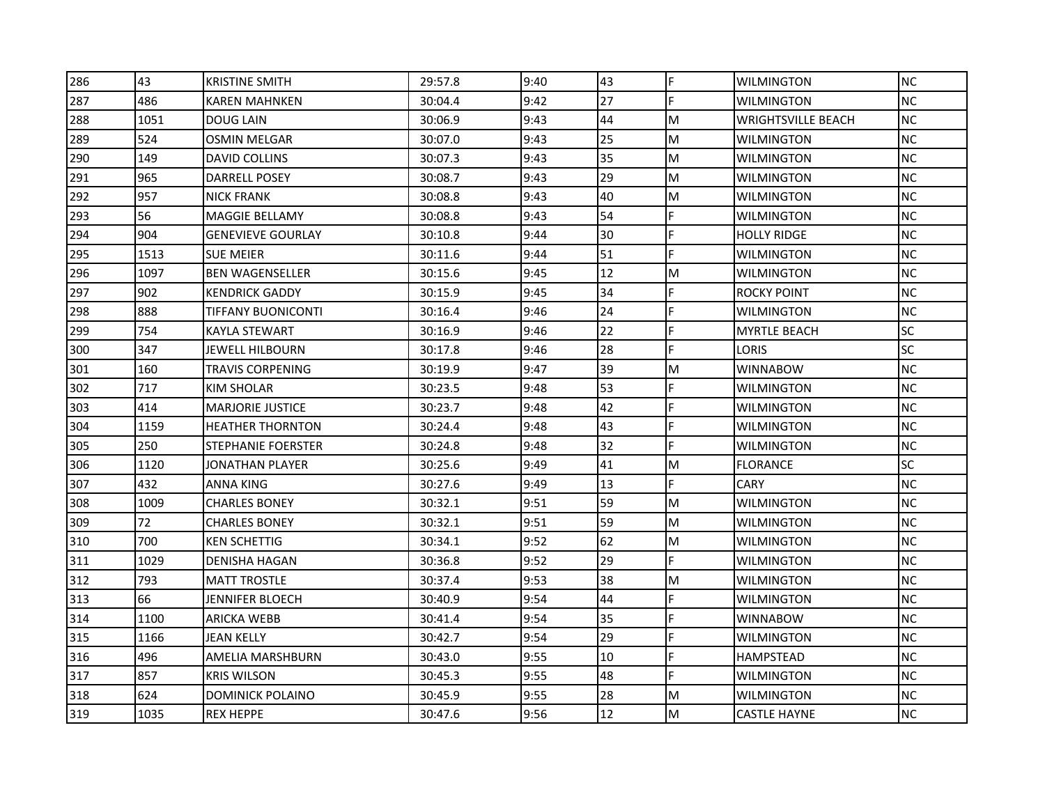| 286 | 43 | KRISTINE SMITH | 29:57.8 | 9:40 | 43 | F | WILMINGTON | NC |
|---|---|---|---|---|---|---|---|---|
| 287 | 486 | KAREN MAHNKEN | 30:04.4 | 9:42 | 27 | F | WILMINGTON | NC |
| 288 | 1051 | DOUG LAIN | 30:06.9 | 9:43 | 44 | M | WRIGHTSVILLE BEACH | NC |
| 289 | 524 | OSMIN MELGAR | 30:07.0 | 9:43 | 25 | M | WILMINGTON | NC |
| 290 | 149 | DAVID COLLINS | 30:07.3 | 9:43 | 35 | M | WILMINGTON | NC |
| 291 | 965 | DARRELL POSEY | 30:08.7 | 9:43 | 29 | M | WILMINGTON | NC |
| 292 | 957 | NICK FRANK | 30:08.8 | 9:43 | 40 | M | WILMINGTON | NC |
| 293 | 56 | MAGGIE BELLAMY | 30:08.8 | 9:43 | 54 | F | WILMINGTON | NC |
| 294 | 904 | GENEVIEVE GOURLAY | 30:10.8 | 9:44 | 30 | F | HOLLY RIDGE | NC |
| 295 | 1513 | SUE MEIER | 30:11.6 | 9:44 | 51 | F | WILMINGTON | NC |
| 296 | 1097 | BEN WAGENSELLER | 30:15.6 | 9:45 | 12 | M | WILMINGTON | NC |
| 297 | 902 | KENDRICK GADDY | 30:15.9 | 9:45 | 34 | F | ROCKY POINT | NC |
| 298 | 888 | TIFFANY BUONICONTI | 30:16.4 | 9:46 | 24 | F | WILMINGTON | NC |
| 299 | 754 | KAYLA STEWART | 30:16.9 | 9:46 | 22 | F | MYRTLE BEACH | SC |
| 300 | 347 | JEWELL HILBOURN | 30:17.8 | 9:46 | 28 | F | LORIS | SC |
| 301 | 160 | TRAVIS CORPENING | 30:19.9 | 9:47 | 39 | M | WINNABOW | NC |
| 302 | 717 | KIM SHOLAR | 30:23.5 | 9:48 | 53 | F | WILMINGTON | NC |
| 303 | 414 | MARJORIE JUSTICE | 30:23.7 | 9:48 | 42 | F | WILMINGTON | NC |
| 304 | 1159 | HEATHER THORNTON | 30:24.4 | 9:48 | 43 | F | WILMINGTON | NC |
| 305 | 250 | STEPHANIE FOERSTER | 30:24.8 | 9:48 | 32 | F | WILMINGTON | NC |
| 306 | 1120 | JONATHAN PLAYER | 30:25.6 | 9:49 | 41 | M | FLORANCE | SC |
| 307 | 432 | ANNA KING | 30:27.6 | 9:49 | 13 | F | CARY | NC |
| 308 | 1009 | CHARLES BONEY | 30:32.1 | 9:51 | 59 | M | WILMINGTON | NC |
| 309 | 72 | CHARLES BONEY | 30:32.1 | 9:51 | 59 | M | WILMINGTON | NC |
| 310 | 700 | KEN SCHETTIG | 30:34.1 | 9:52 | 62 | M | WILMINGTON | NC |
| 311 | 1029 | DENISHA HAGAN | 30:36.8 | 9:52 | 29 | F | WILMINGTON | NC |
| 312 | 793 | MATT TROSTLE | 30:37.4 | 9:53 | 38 | M | WILMINGTON | NC |
| 313 | 66 | JENNIFER BLOECH | 30:40.9 | 9:54 | 44 | F | WILMINGTON | NC |
| 314 | 1100 | ARICKA WEBB | 30:41.4 | 9:54 | 35 | F | WINNABOW | NC |
| 315 | 1166 | JEAN KELLY | 30:42.7 | 9:54 | 29 | F | WILMINGTON | NC |
| 316 | 496 | AMELIA MARSHBURN | 30:43.0 | 9:55 | 10 | F | HAMPSTEAD | NC |
| 317 | 857 | KRIS WILSON | 30:45.3 | 9:55 | 48 | F | WILMINGTON | NC |
| 318 | 624 | DOMINICK POLAINO | 30:45.9 | 9:55 | 28 | M | WILMINGTON | NC |
| 319 | 1035 | REX HEPPE | 30:47.6 | 9:56 | 12 | M | CASTLE HAYNE | NC |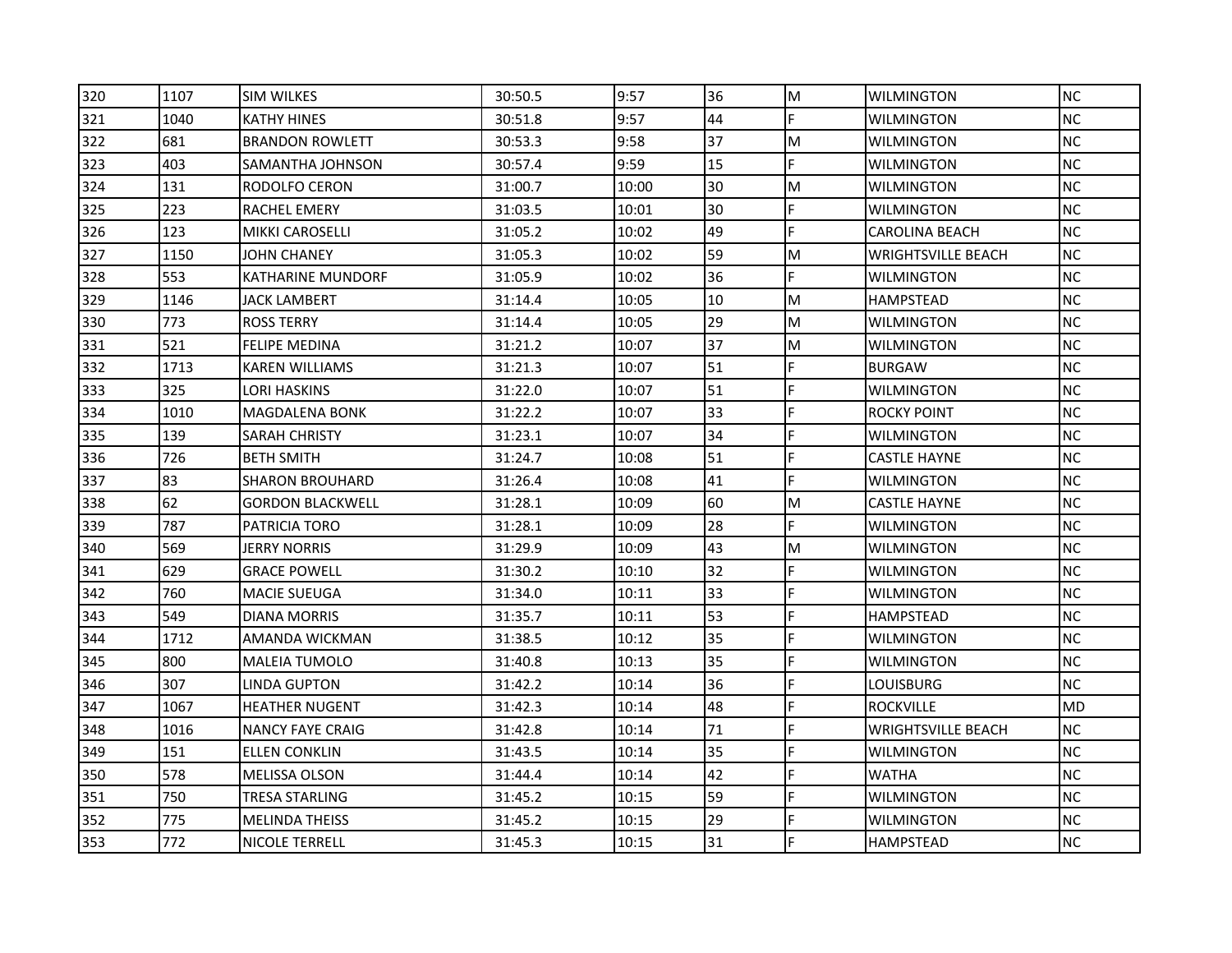| | | | | | | | | |
|---|---|---|---|---|---|---|---|---|
| 320 | 1107 | SIM WILKES | 30:50.5 | 9:57 | 36 | M | WILMINGTON | NC |
| 321 | 1040 | KATHY HINES | 30:51.8 | 9:57 | 44 | F | WILMINGTON | NC |
| 322 | 681 | BRANDON ROWLETT | 30:53.3 | 9:58 | 37 | M | WILMINGTON | NC |
| 323 | 403 | SAMANTHA JOHNSON | 30:57.4 | 9:59 | 15 | F | WILMINGTON | NC |
| 324 | 131 | RODOLFO CERON | 31:00.7 | 10:00 | 30 | M | WILMINGTON | NC |
| 325 | 223 | RACHEL EMERY | 31:03.5 | 10:01 | 30 | F | WILMINGTON | NC |
| 326 | 123 | MIKKI CAROSELLI | 31:05.2 | 10:02 | 49 | F | CAROLINA BEACH | NC |
| 327 | 1150 | JOHN CHANEY | 31:05.3 | 10:02 | 59 | M | WRIGHTSVILLE BEACH | NC |
| 328 | 553 | KATHARINE MUNDORF | 31:05.9 | 10:02 | 36 | F | WILMINGTON | NC |
| 329 | 1146 | JACK LAMBERT | 31:14.4 | 10:05 | 10 | M | HAMPSTEAD | NC |
| 330 | 773 | ROSS TERRY | 31:14.4 | 10:05 | 29 | M | WILMINGTON | NC |
| 331 | 521 | FELIPE MEDINA | 31:21.2 | 10:07 | 37 | M | WILMINGTON | NC |
| 332 | 1713 | KAREN WILLIAMS | 31:21.3 | 10:07 | 51 | F | BURGAW | NC |
| 333 | 325 | LORI HASKINS | 31:22.0 | 10:07 | 51 | F | WILMINGTON | NC |
| 334 | 1010 | MAGDALENA BONK | 31:22.2 | 10:07 | 33 | F | ROCKY POINT | NC |
| 335 | 139 | SARAH CHRISTY | 31:23.1 | 10:07 | 34 | F | WILMINGTON | NC |
| 336 | 726 | BETH SMITH | 31:24.7 | 10:08 | 51 | F | CASTLE HAYNE | NC |
| 337 | 83 | SHARON BROUHARD | 31:26.4 | 10:08 | 41 | F | WILMINGTON | NC |
| 338 | 62 | GORDON BLACKWELL | 31:28.1 | 10:09 | 60 | M | CASTLE HAYNE | NC |
| 339 | 787 | PATRICIA TORO | 31:28.1 | 10:09 | 28 | F | WILMINGTON | NC |
| 340 | 569 | JERRY NORRIS | 31:29.9 | 10:09 | 43 | M | WILMINGTON | NC |
| 341 | 629 | GRACE POWELL | 31:30.2 | 10:10 | 32 | F | WILMINGTON | NC |
| 342 | 760 | MACIE SUEUGA | 31:34.0 | 10:11 | 33 | F | WILMINGTON | NC |
| 343 | 549 | DIANA MORRIS | 31:35.7 | 10:11 | 53 | F | HAMPSTEAD | NC |
| 344 | 1712 | AMANDA WICKMAN | 31:38.5 | 10:12 | 35 | F | WILMINGTON | NC |
| 345 | 800 | MALEIA TUMOLO | 31:40.8 | 10:13 | 35 | F | WILMINGTON | NC |
| 346 | 307 | LINDA GUPTON | 31:42.2 | 10:14 | 36 | F | LOUISBURG | NC |
| 347 | 1067 | HEATHER NUGENT | 31:42.3 | 10:14 | 48 | F | ROCKVILLE | MD |
| 348 | 1016 | NANCY FAYE CRAIG | 31:42.8 | 10:14 | 71 | F | WRIGHTSVILLE BEACH | NC |
| 349 | 151 | ELLEN CONKLIN | 31:43.5 | 10:14 | 35 | F | WILMINGTON | NC |
| 350 | 578 | MELISSA OLSON | 31:44.4 | 10:14 | 42 | F | WATHA | NC |
| 351 | 750 | TRESA STARLING | 31:45.2 | 10:15 | 59 | F | WILMINGTON | NC |
| 352 | 775 | MELINDA THEISS | 31:45.2 | 10:15 | 29 | F | WILMINGTON | NC |
| 353 | 772 | NICOLE TERRELL | 31:45.3 | 10:15 | 31 | F | HAMPSTEAD | NC |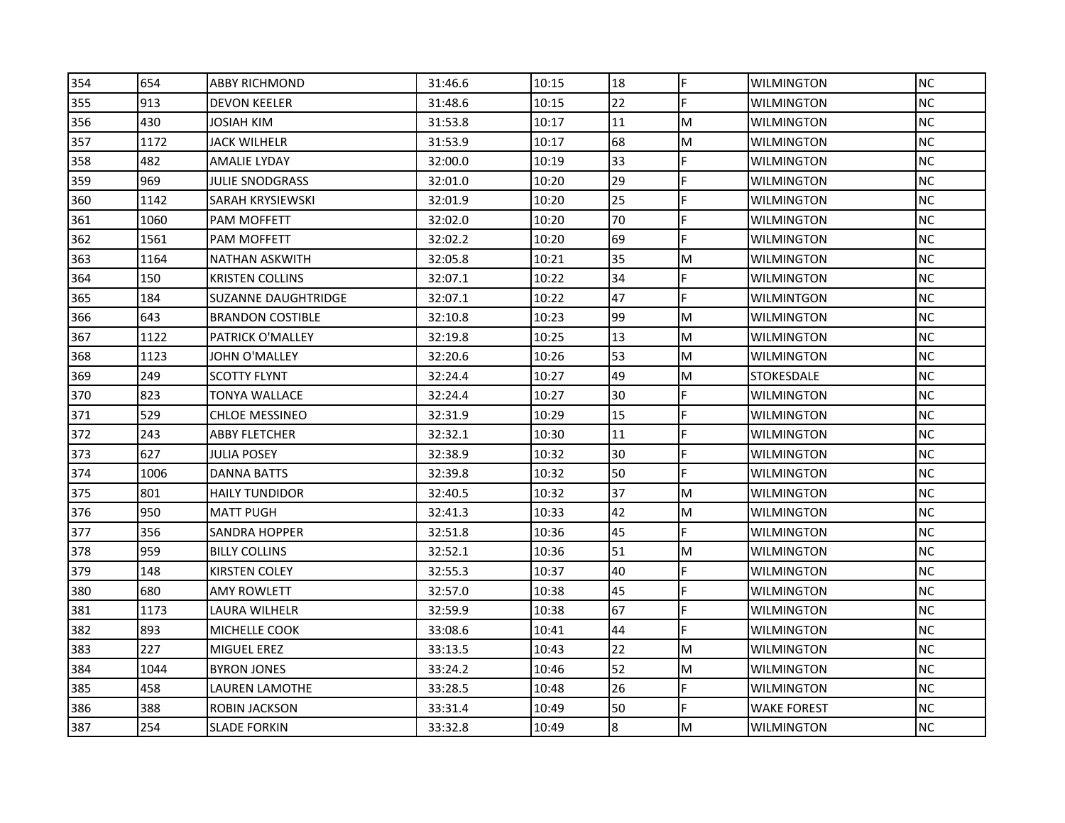| | | | | | | | | |
|---|---|---|---|---|---|---|---|---|
| 354 | 654 | ABBY RICHMOND | 31:46.6 | 10:15 | 18 | F | WILMINGTON | NC |
| 355 | 913 | DEVON KEELER | 31:48.6 | 10:15 | 22 | F | WILMINGTON | NC |
| 356 | 430 | JOSIAH KIM | 31:53.8 | 10:17 | 11 | M | WILMINGTON | NC |
| 357 | 1172 | JACK WILHELR | 31:53.9 | 10:17 | 68 | M | WILMINGTON | NC |
| 358 | 482 | AMALIE LYDAY | 32:00.0 | 10:19 | 33 | F | WILMINGTON | NC |
| 359 | 969 | JULIE SNODGRASS | 32:01.0 | 10:20 | 29 | F | WILMINGTON | NC |
| 360 | 1142 | SARAH KRYSIEWSKI | 32:01.9 | 10:20 | 25 | F | WILMINGTON | NC |
| 361 | 1060 | PAM MOFFETT | 32:02.0 | 10:20 | 70 | F | WILMINGTON | NC |
| 362 | 1561 | PAM MOFFETT | 32:02.2 | 10:20 | 69 | F | WILMINGTON | NC |
| 363 | 1164 | NATHAN ASKWITH | 32:05.8 | 10:21 | 35 | M | WILMINGTON | NC |
| 364 | 150 | KRISTEN COLLINS | 32:07.1 | 10:22 | 34 | F | WILMINGTON | NC |
| 365 | 184 | SUZANNE DAUGHTRIDGE | 32:07.1 | 10:22 | 47 | F | WILMINTGON | NC |
| 366 | 643 | BRANDON COSTIBLE | 32:10.8 | 10:23 | 99 | M | WILMINGTON | NC |
| 367 | 1122 | PATRICK O'MALLEY | 32:19.8 | 10:25 | 13 | M | WILMINGTON | NC |
| 368 | 1123 | JOHN O'MALLEY | 32:20.6 | 10:26 | 53 | M | WILMINGTON | NC |
| 369 | 249 | SCOTTY FLYNT | 32:24.4 | 10:27 | 49 | M | STOKESDALE | NC |
| 370 | 823 | TONYA WALLACE | 32:24.4 | 10:27 | 30 | F | WILMINGTON | NC |
| 371 | 529 | CHLOE MESSINEO | 32:31.9 | 10:29 | 15 | F | WILMINGTON | NC |
| 372 | 243 | ABBY FLETCHER | 32:32.1 | 10:30 | 11 | F | WILMINGTON | NC |
| 373 | 627 | JULIA POSEY | 32:38.9 | 10:32 | 30 | F | WILMINGTON | NC |
| 374 | 1006 | DANNA BATTS | 32:39.8 | 10:32 | 50 | F | WILMINGTON | NC |
| 375 | 801 | HAILY TUNDIDOR | 32:40.5 | 10:32 | 37 | M | WILMINGTON | NC |
| 376 | 950 | MATT PUGH | 32:41.3 | 10:33 | 42 | M | WILMINGTON | NC |
| 377 | 356 | SANDRA HOPPER | 32:51.8 | 10:36 | 45 | F | WILMINGTON | NC |
| 378 | 959 | BILLY COLLINS | 32:52.1 | 10:36 | 51 | M | WILMINGTON | NC |
| 379 | 148 | KIRSTEN COLEY | 32:55.3 | 10:37 | 40 | F | WILMINGTON | NC |
| 380 | 680 | AMY ROWLETT | 32:57.0 | 10:38 | 45 | F | WILMINGTON | NC |
| 381 | 1173 | LAURA WILHELR | 32:59.9 | 10:38 | 67 | F | WILMINGTON | NC |
| 382 | 893 | MICHELLE COOK | 33:08.6 | 10:41 | 44 | F | WILMINGTON | NC |
| 383 | 227 | MIGUEL EREZ | 33:13.5 | 10:43 | 22 | M | WILMINGTON | NC |
| 384 | 1044 | BYRON JONES | 33:24.2 | 10:46 | 52 | M | WILMINGTON | NC |
| 385 | 458 | LAUREN LAMOTHE | 33:28.5 | 10:48 | 26 | F | WILMINGTON | NC |
| 386 | 388 | ROBIN JACKSON | 33:31.4 | 10:49 | 50 | F | WAKE FOREST | NC |
| 387 | 254 | SLADE FORKIN | 33:32.8 | 10:49 | 8 | M | WILMINGTON | NC |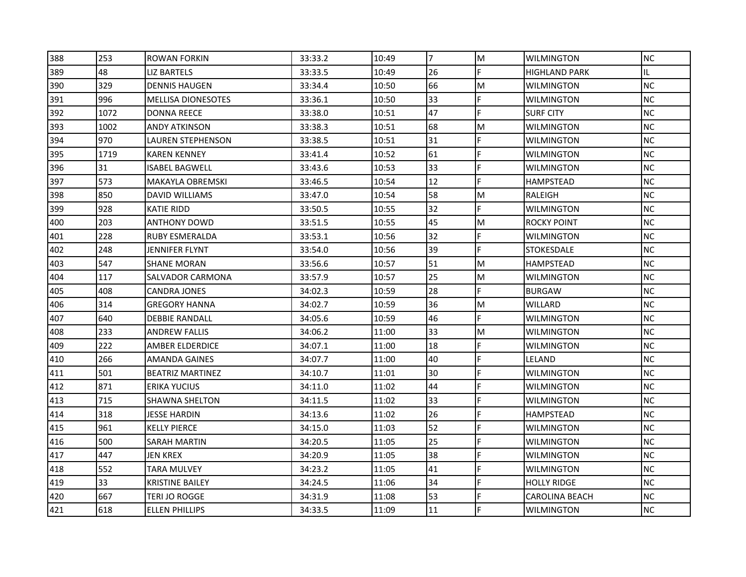| | | | | | | | | |
|---|---|---|---|---|---|---|---|---|
| 388 | 253 | ROWAN FORKIN | 33:33.2 | 10:49 | 7 | M | WILMINGTON | NC |
| 389 | 48 | LIZ BARTELS | 33:33.5 | 10:49 | 26 | F | HIGHLAND PARK | IL |
| 390 | 329 | DENNIS HAUGEN | 33:34.4 | 10:50 | 66 | M | WILMINGTON | NC |
| 391 | 996 | MELLISA DIONESOTES | 33:36.1 | 10:50 | 33 | F | WILMINGTON | NC |
| 392 | 1072 | DONNA REECE | 33:38.0 | 10:51 | 47 | F | SURF CITY | NC |
| 393 | 1002 | ANDY ATKINSON | 33:38.3 | 10:51 | 68 | M | WILMINGTON | NC |
| 394 | 970 | LAUREN STEPHENSON | 33:38.5 | 10:51 | 31 | F | WILMINGTON | NC |
| 395 | 1719 | KAREN KENNEY | 33:41.4 | 10:52 | 61 | F | WILMINGTON | NC |
| 396 | 31 | ISABEL BAGWELL | 33:43.6 | 10:53 | 33 | F | WILMINGTON | NC |
| 397 | 573 | MAKAYLA OBREMSKI | 33:46.5 | 10:54 | 12 | F | HAMPSTEAD | NC |
| 398 | 850 | DAVID WILLIAMS | 33:47.0 | 10:54 | 58 | M | RALEIGH | NC |
| 399 | 928 | KATIE RIDD | 33:50.5 | 10:55 | 32 | F | WILMINGTON | NC |
| 400 | 203 | ANTHONY DOWD | 33:51.5 | 10:55 | 45 | M | ROCKY POINT | NC |
| 401 | 228 | RUBY ESMERALDA | 33:53.1 | 10:56 | 32 | F | WILMINGTON | NC |
| 402 | 248 | JENNIFER FLYNT | 33:54.0 | 10:56 | 39 | F | STOKESDALE | NC |
| 403 | 547 | SHANE MORAN | 33:56.6 | 10:57 | 51 | M | HAMPSTEAD | NC |
| 404 | 117 | SALVADOR CARMONA | 33:57.9 | 10:57 | 25 | M | WILMINGTON | NC |
| 405 | 408 | CANDRA JONES | 34:02.3 | 10:59 | 28 | F | BURGAW | NC |
| 406 | 314 | GREGORY HANNA | 34:02.7 | 10:59 | 36 | M | WILLARD | NC |
| 407 | 640 | DEBBIE RANDALL | 34:05.6 | 10:59 | 46 | F | WILMINGTON | NC |
| 408 | 233 | ANDREW FALLIS | 34:06.2 | 11:00 | 33 | M | WILMINGTON | NC |
| 409 | 222 | AMBER ELDERDICE | 34:07.1 | 11:00 | 18 | F | WILMINGTON | NC |
| 410 | 266 | AMANDA GAINES | 34:07.7 | 11:00 | 40 | F | LELAND | NC |
| 411 | 501 | BEATRIZ MARTINEZ | 34:10.7 | 11:01 | 30 | F | WILMINGTON | NC |
| 412 | 871 | ERIKA YUCIUS | 34:11.0 | 11:02 | 44 | F | WILMINGTON | NC |
| 413 | 715 | SHAWNA SHELTON | 34:11.5 | 11:02 | 33 | F | WILMINGTON | NC |
| 414 | 318 | JESSE HARDIN | 34:13.6 | 11:02 | 26 | F | HAMPSTEAD | NC |
| 415 | 961 | KELLY PIERCE | 34:15.0 | 11:03 | 52 | F | WILMINGTON | NC |
| 416 | 500 | SARAH MARTIN | 34:20.5 | 11:05 | 25 | F | WILMINGTON | NC |
| 417 | 447 | JEN KREX | 34:20.9 | 11:05 | 38 | F | WILMINGTON | NC |
| 418 | 552 | TARA MULVEY | 34:23.2 | 11:05 | 41 | F | WILMINGTON | NC |
| 419 | 33 | KRISTINE BAILEY | 34:24.5 | 11:06 | 34 | F | HOLLY RIDGE | NC |
| 420 | 667 | TERI JO ROGGE | 34:31.9 | 11:08 | 53 | F | CAROLINA BEACH | NC |
| 421 | 618 | ELLEN PHILLIPS | 34:33.5 | 11:09 | 11 | F | WILMINGTON | NC |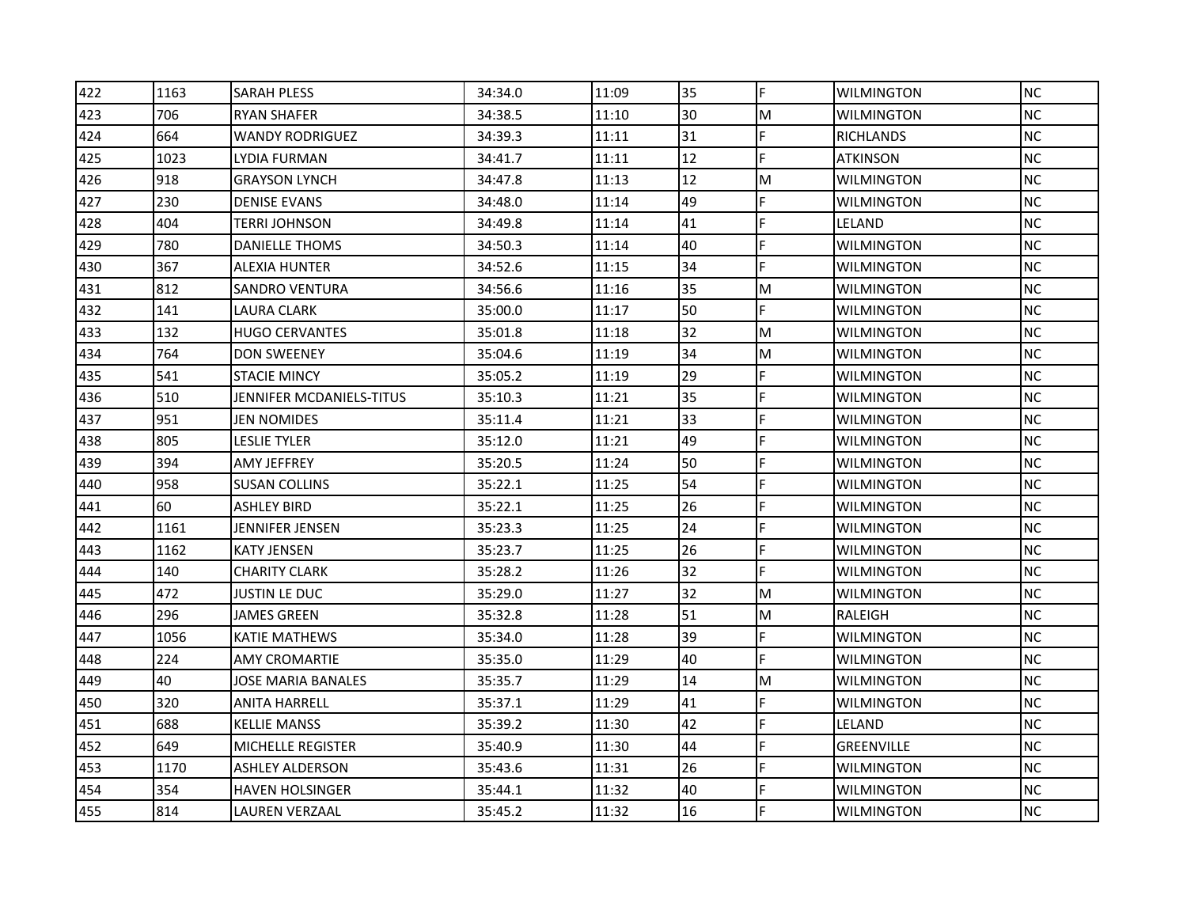| 422 | 1163 | SARAH PLESS | 34:34.0 | 11:09 | 35 | F | WILMINGTON | NC |
|---|---|---|---|---|---|---|---|---|
| 423 | 706 | RYAN SHAFER | 34:38.5 | 11:10 | 30 | M | WILMINGTON | NC |
| 424 | 664 | WANDY RODRIGUEZ | 34:39.3 | 11:11 | 31 | F | RICHLANDS | NC |
| 425 | 1023 | LYDIA FURMAN | 34:41.7 | 11:11 | 12 | F | ATKINSON | NC |
| 426 | 918 | GRAYSON LYNCH | 34:47.8 | 11:13 | 12 | M | WILMINGTON | NC |
| 427 | 230 | DENISE EVANS | 34:48.0 | 11:14 | 49 | F | WILMINGTON | NC |
| 428 | 404 | TERRI JOHNSON | 34:49.8 | 11:14 | 41 | F | LELAND | NC |
| 429 | 780 | DANIELLE THOMS | 34:50.3 | 11:14 | 40 | F | WILMINGTON | NC |
| 430 | 367 | ALEXIA HUNTER | 34:52.6 | 11:15 | 34 | F | WILMINGTON | NC |
| 431 | 812 | SANDRO VENTURA | 34:56.6 | 11:16 | 35 | M | WILMINGTON | NC |
| 432 | 141 | LAURA CLARK | 35:00.0 | 11:17 | 50 | F | WILMINGTON | NC |
| 433 | 132 | HUGO CERVANTES | 35:01.8 | 11:18 | 32 | M | WILMINGTON | NC |
| 434 | 764 | DON SWEENEY | 35:04.6 | 11:19 | 34 | M | WILMINGTON | NC |
| 435 | 541 | STACIE MINCY | 35:05.2 | 11:19 | 29 | F | WILMINGTON | NC |
| 436 | 510 | JENNIFER MCDANIELS-TITUS | 35:10.3 | 11:21 | 35 | F | WILMINGTON | NC |
| 437 | 951 | JEN NOMIDES | 35:11.4 | 11:21 | 33 | F | WILMINGTON | NC |
| 438 | 805 | LESLIE TYLER | 35:12.0 | 11:21 | 49 | F | WILMINGTON | NC |
| 439 | 394 | AMY JEFFREY | 35:20.5 | 11:24 | 50 | F | WILMINGTON | NC |
| 440 | 958 | SUSAN COLLINS | 35:22.1 | 11:25 | 54 | F | WILMINGTON | NC |
| 441 | 60 | ASHLEY BIRD | 35:22.1 | 11:25 | 26 | F | WILMINGTON | NC |
| 442 | 1161 | JENNIFER JENSEN | 35:23.3 | 11:25 | 24 | F | WILMINGTON | NC |
| 443 | 1162 | KATY JENSEN | 35:23.7 | 11:25 | 26 | F | WILMINGTON | NC |
| 444 | 140 | CHARITY CLARK | 35:28.2 | 11:26 | 32 | F | WILMINGTON | NC |
| 445 | 472 | JUSTIN LE DUC | 35:29.0 | 11:27 | 32 | M | WILMINGTON | NC |
| 446 | 296 | JAMES GREEN | 35:32.8 | 11:28 | 51 | M | RALEIGH | NC |
| 447 | 1056 | KATIE MATHEWS | 35:34.0 | 11:28 | 39 | F | WILMINGTON | NC |
| 448 | 224 | AMY CROMARTIE | 35:35.0 | 11:29 | 40 | F | WILMINGTON | NC |
| 449 | 40 | JOSE MARIA BANALES | 35:35.7 | 11:29 | 14 | M | WILMINGTON | NC |
| 450 | 320 | ANITA HARRELL | 35:37.1 | 11:29 | 41 | F | WILMINGTON | NC |
| 451 | 688 | KELLIE MANSS | 35:39.2 | 11:30 | 42 | F | LELAND | NC |
| 452 | 649 | MICHELLE REGISTER | 35:40.9 | 11:30 | 44 | F | GREENVILLE | NC |
| 453 | 1170 | ASHLEY ALDERSON | 35:43.6 | 11:31 | 26 | F | WILMINGTON | NC |
| 454 | 354 | HAVEN HOLSINGER | 35:44.1 | 11:32 | 40 | F | WILMINGTON | NC |
| 455 | 814 | LAUREN VERZAAL | 35:45.2 | 11:32 | 16 | F | WILMINGTON | NC |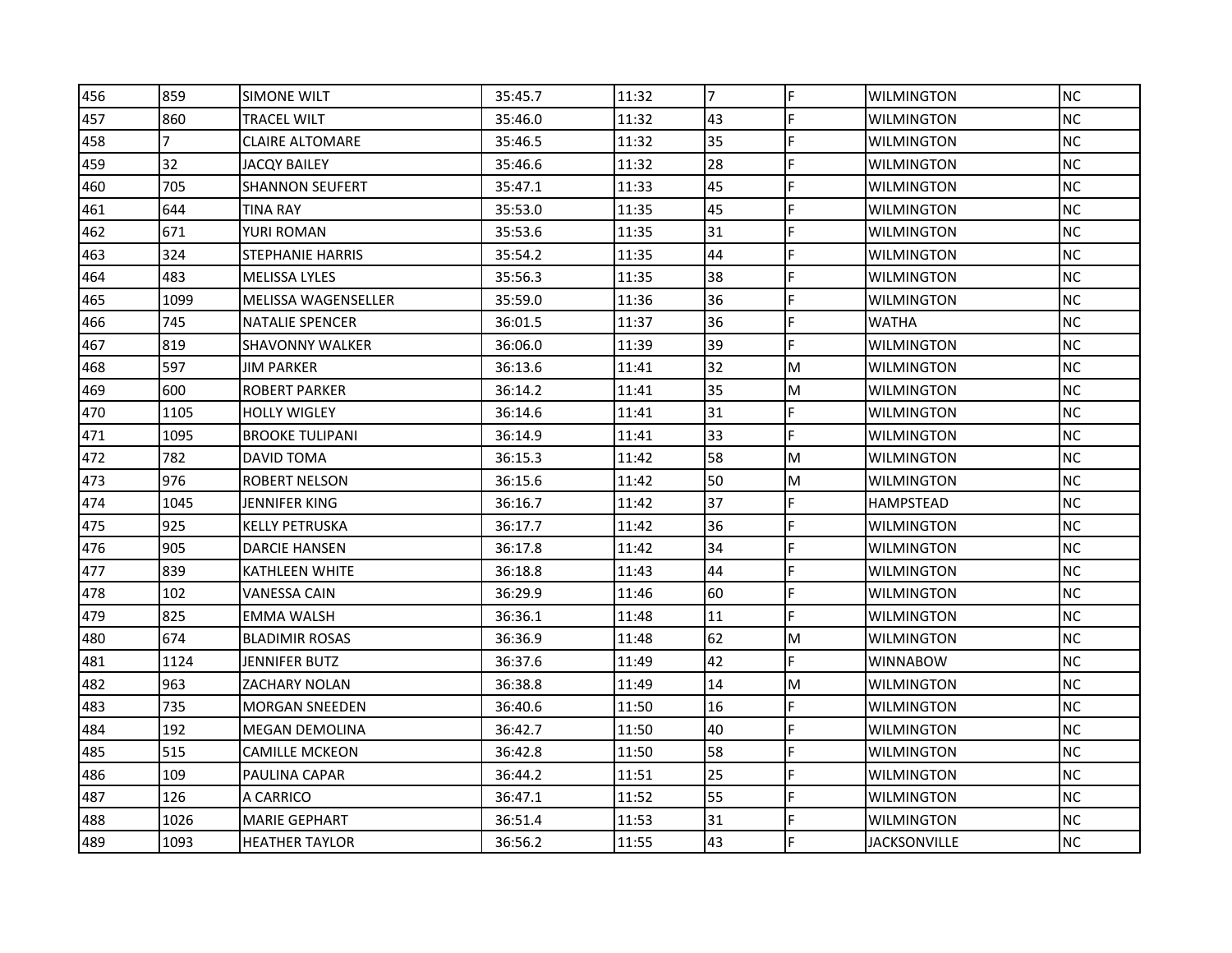| | | | | | | | | |
|---|---|---|---|---|---|---|---|---|
| 456 | 859 | SIMONE WILT | 35:45.7 | 11:32 | 7 | F | WILMINGTON | NC |
| 457 | 860 | TRACEL WILT | 35:46.0 | 11:32 | 43 | F | WILMINGTON | NC |
| 458 | 7 | CLAIRE ALTOMARE | 35:46.5 | 11:32 | 35 | F | WILMINGTON | NC |
| 459 | 32 | JACQY BAILEY | 35:46.6 | 11:32 | 28 | F | WILMINGTON | NC |
| 460 | 705 | SHANNON SEUFERT | 35:47.1 | 11:33 | 45 | F | WILMINGTON | NC |
| 461 | 644 | TINA RAY | 35:53.0 | 11:35 | 45 | F | WILMINGTON | NC |
| 462 | 671 | YURI ROMAN | 35:53.6 | 11:35 | 31 | F | WILMINGTON | NC |
| 463 | 324 | STEPHANIE HARRIS | 35:54.2 | 11:35 | 44 | F | WILMINGTON | NC |
| 464 | 483 | MELISSA LYLES | 35:56.3 | 11:35 | 38 | F | WILMINGTON | NC |
| 465 | 1099 | MELISSA WAGENSELLER | 35:59.0 | 11:36 | 36 | F | WILMINGTON | NC |
| 466 | 745 | NATALIE SPENCER | 36:01.5 | 11:37 | 36 | F | WATHA | NC |
| 467 | 819 | SHAVONNY WALKER | 36:06.0 | 11:39 | 39 | F | WILMINGTON | NC |
| 468 | 597 | JIM PARKER | 36:13.6 | 11:41 | 32 | M | WILMINGTON | NC |
| 469 | 600 | ROBERT PARKER | 36:14.2 | 11:41 | 35 | M | WILMINGTON | NC |
| 470 | 1105 | HOLLY WIGLEY | 36:14.6 | 11:41 | 31 | F | WILMINGTON | NC |
| 471 | 1095 | BROOKE TULIPANI | 36:14.9 | 11:41 | 33 | F | WILMINGTON | NC |
| 472 | 782 | DAVID TOMA | 36:15.3 | 11:42 | 58 | M | WILMINGTON | NC |
| 473 | 976 | ROBERT NELSON | 36:15.6 | 11:42 | 50 | M | WILMINGTON | NC |
| 474 | 1045 | JENNIFER KING | 36:16.7 | 11:42 | 37 | F | HAMPSTEAD | NC |
| 475 | 925 | KELLY PETRUSKA | 36:17.7 | 11:42 | 36 | F | WILMINGTON | NC |
| 476 | 905 | DARCIE HANSEN | 36:17.8 | 11:42 | 34 | F | WILMINGTON | NC |
| 477 | 839 | KATHLEEN WHITE | 36:18.8 | 11:43 | 44 | F | WILMINGTON | NC |
| 478 | 102 | VANESSA CAIN | 36:29.9 | 11:46 | 60 | F | WILMINGTON | NC |
| 479 | 825 | EMMA WALSH | 36:36.1 | 11:48 | 11 | F | WILMINGTON | NC |
| 480 | 674 | BLADIMIR ROSAS | 36:36.9 | 11:48 | 62 | M | WILMINGTON | NC |
| 481 | 1124 | JENNIFER BUTZ | 36:37.6 | 11:49 | 42 | F | WINNABOW | NC |
| 482 | 963 | ZACHARY NOLAN | 36:38.8 | 11:49 | 14 | M | WILMINGTON | NC |
| 483 | 735 | MORGAN SNEEDEN | 36:40.6 | 11:50 | 16 | F | WILMINGTON | NC |
| 484 | 192 | MEGAN DEMOLINA | 36:42.7 | 11:50 | 40 | F | WILMINGTON | NC |
| 485 | 515 | CAMILLE MCKEON | 36:42.8 | 11:50 | 58 | F | WILMINGTON | NC |
| 486 | 109 | PAULINA CAPAR | 36:44.2 | 11:51 | 25 | F | WILMINGTON | NC |
| 487 | 126 | A CARRICO | 36:47.1 | 11:52 | 55 | F | WILMINGTON | NC |
| 488 | 1026 | MARIE GEPHART | 36:51.4 | 11:53 | 31 | F | WILMINGTON | NC |
| 489 | 1093 | HEATHER TAYLOR | 36:56.2 | 11:55 | 43 | F | JACKSONVILLE | NC |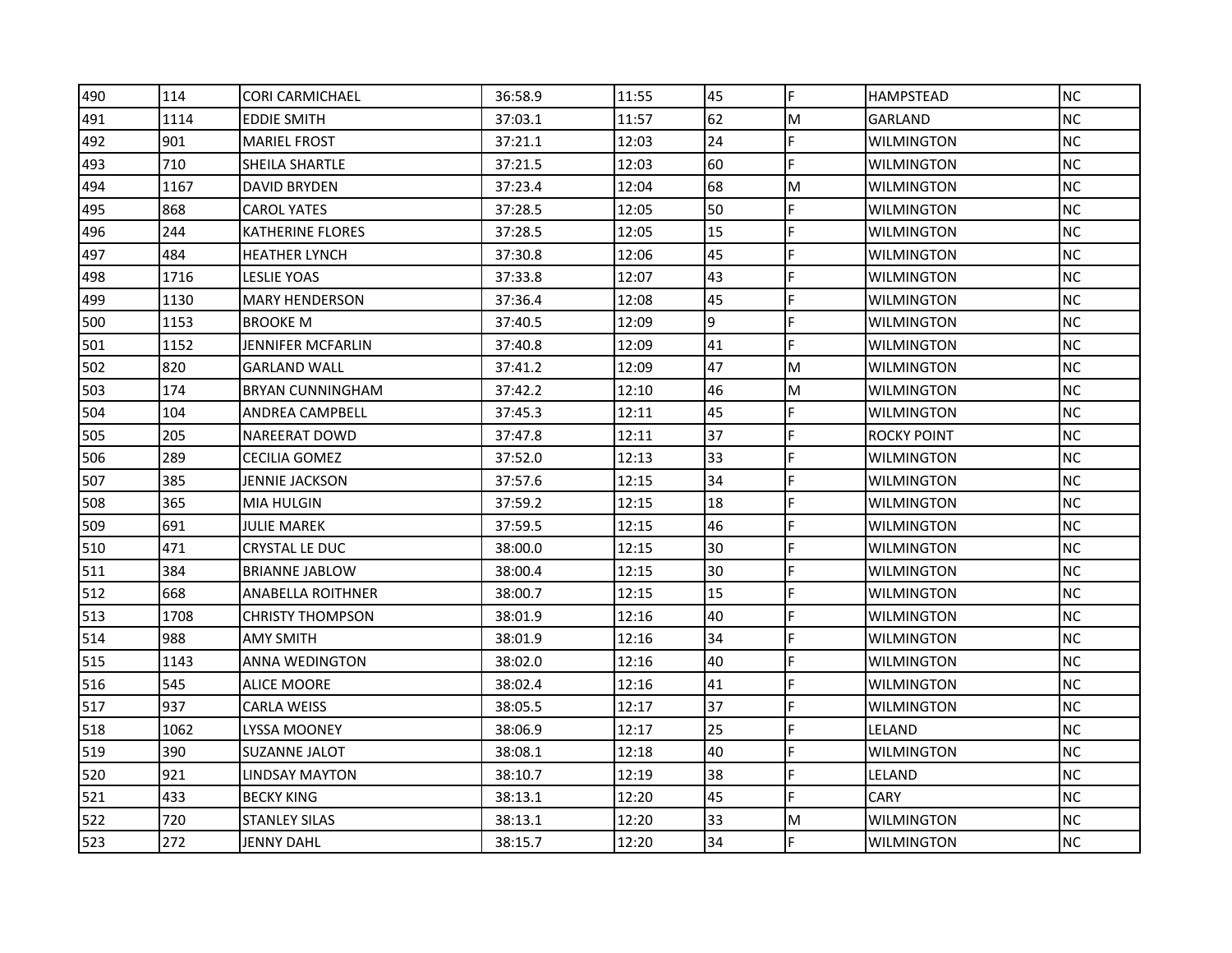| | | | | | | | | |
|---|---|---|---|---|---|---|---|---|
| 490 | 114 | CORI CARMICHAEL | 36:58.9 | 11:55 | 45 | F | HAMPSTEAD | NC |
| 491 | 1114 | EDDIE SMITH | 37:03.1 | 11:57 | 62 | M | GARLAND | NC |
| 492 | 901 | MARIEL FROST | 37:21.1 | 12:03 | 24 | F | WILMINGTON | NC |
| 493 | 710 | SHEILA SHARTLE | 37:21.5 | 12:03 | 60 | F | WILMINGTON | NC |
| 494 | 1167 | DAVID BRYDEN | 37:23.4 | 12:04 | 68 | M | WILMINGTON | NC |
| 495 | 868 | CAROL YATES | 37:28.5 | 12:05 | 50 | F | WILMINGTON | NC |
| 496 | 244 | KATHERINE FLORES | 37:28.5 | 12:05 | 15 | F | WILMINGTON | NC |
| 497 | 484 | HEATHER LYNCH | 37:30.8 | 12:06 | 45 | F | WILMINGTON | NC |
| 498 | 1716 | LESLIE YOAS | 37:33.8 | 12:07 | 43 | F | WILMINGTON | NC |
| 499 | 1130 | MARY HENDERSON | 37:36.4 | 12:08 | 45 | F | WILMINGTON | NC |
| 500 | 1153 | BROOKE M | 37:40.5 | 12:09 | 9 | F | WILMINGTON | NC |
| 501 | 1152 | JENNIFER MCFARLIN | 37:40.8 | 12:09 | 41 | F | WILMINGTON | NC |
| 502 | 820 | GARLAND WALL | 37:41.2 | 12:09 | 47 | M | WILMINGTON | NC |
| 503 | 174 | BRYAN CUNNINGHAM | 37:42.2 | 12:10 | 46 | M | WILMINGTON | NC |
| 504 | 104 | ANDREA CAMPBELL | 37:45.3 | 12:11 | 45 | F | WILMINGTON | NC |
| 505 | 205 | NAREERAT DOWD | 37:47.8 | 12:11 | 37 | F | ROCKY POINT | NC |
| 506 | 289 | CECILIA GOMEZ | 37:52.0 | 12:13 | 33 | F | WILMINGTON | NC |
| 507 | 385 | JENNIE JACKSON | 37:57.6 | 12:15 | 34 | F | WILMINGTON | NC |
| 508 | 365 | MIA HULGIN | 37:59.2 | 12:15 | 18 | F | WILMINGTON | NC |
| 509 | 691 | JULIE MAREK | 37:59.5 | 12:15 | 46 | F | WILMINGTON | NC |
| 510 | 471 | CRYSTAL LE DUC | 38:00.0 | 12:15 | 30 | F | WILMINGTON | NC |
| 511 | 384 | BRIANNE JABLOW | 38:00.4 | 12:15 | 30 | F | WILMINGTON | NC |
| 512 | 668 | ANABELLA ROITHNER | 38:00.7 | 12:15 | 15 | F | WILMINGTON | NC |
| 513 | 1708 | CHRISTY THOMPSON | 38:01.9 | 12:16 | 40 | F | WILMINGTON | NC |
| 514 | 988 | AMY SMITH | 38:01.9 | 12:16 | 34 | F | WILMINGTON | NC |
| 515 | 1143 | ANNA WEDINGTON | 38:02.0 | 12:16 | 40 | F | WILMINGTON | NC |
| 516 | 545 | ALICE MOORE | 38:02.4 | 12:16 | 41 | F | WILMINGTON | NC |
| 517 | 937 | CARLA WEISS | 38:05.5 | 12:17 | 37 | F | WILMINGTON | NC |
| 518 | 1062 | LYSSA MOONEY | 38:06.9 | 12:17 | 25 | F | LELAND | NC |
| 519 | 390 | SUZANNE JALOT | 38:08.1 | 12:18 | 40 | F | WILMINGTON | NC |
| 520 | 921 | LINDSAY MAYTON | 38:10.7 | 12:19 | 38 | F | LELAND | NC |
| 521 | 433 | BECKY KING | 38:13.1 | 12:20 | 45 | F | CARY | NC |
| 522 | 720 | STANLEY SILAS | 38:13.1 | 12:20 | 33 | M | WILMINGTON | NC |
| 523 | 272 | JENNY DAHL | 38:15.7 | 12:20 | 34 | F | WILMINGTON | NC |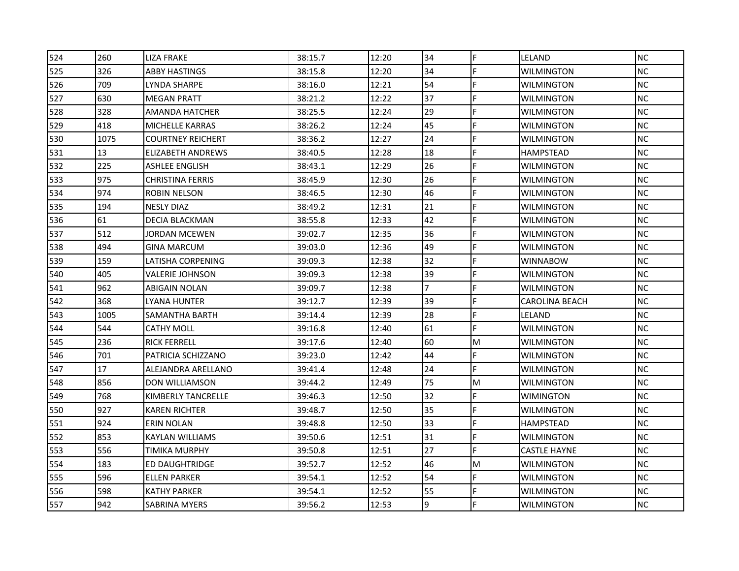| | | | | | | | | |
|---|---|---|---|---|---|---|---|---|
| 524 | 260 | LIZA FRAKE | 38:15.7 | 12:20 | 34 | F | LELAND | NC |
| 525 | 326 | ABBY HASTINGS | 38:15.8 | 12:20 | 34 | F | WILMINGTON | NC |
| 526 | 709 | LYNDA SHARPE | 38:16.0 | 12:21 | 54 | F | WILMINGTON | NC |
| 527 | 630 | MEGAN PRATT | 38:21.2 | 12:22 | 37 | F | WILMINGTON | NC |
| 528 | 328 | AMANDA HATCHER | 38:25.5 | 12:24 | 29 | F | WILMINGTON | NC |
| 529 | 418 | MICHELLE KARRAS | 38:26.2 | 12:24 | 45 | F | WILMINGTON | NC |
| 530 | 1075 | COURTNEY REICHERT | 38:36.2 | 12:27 | 24 | F | WILMINGTON | NC |
| 531 | 13 | ELIZABETH ANDREWS | 38:40.5 | 12:28 | 18 | F | HAMPSTEAD | NC |
| 532 | 225 | ASHLEE ENGLISH | 38:43.1 | 12:29 | 26 | F | WILMINGTON | NC |
| 533 | 975 | CHRISTINA FERRIS | 38:45.9 | 12:30 | 26 | F | WILMINGTON | NC |
| 534 | 974 | ROBIN NELSON | 38:46.5 | 12:30 | 46 | F | WILMINGTON | NC |
| 535 | 194 | NESLY DIAZ | 38:49.2 | 12:31 | 21 | F | WILMINGTON | NC |
| 536 | 61 | DECIA BLACKMAN | 38:55.8 | 12:33 | 42 | F | WILMINGTON | NC |
| 537 | 512 | JORDAN MCEWEN | 39:02.7 | 12:35 | 36 | F | WILMINGTON | NC |
| 538 | 494 | GINA MARCUM | 39:03.0 | 12:36 | 49 | F | WILMINGTON | NC |
| 539 | 159 | LATISHA CORPENING | 39:09.3 | 12:38 | 32 | F | WINNABOW | NC |
| 540 | 405 | VALERIE JOHNSON | 39:09.3 | 12:38 | 39 | F | WILMINGTON | NC |
| 541 | 962 | ABIGAIN NOLAN | 39:09.7 | 12:38 | 7 | F | WILMINGTON | NC |
| 542 | 368 | LYANA HUNTER | 39:12.7 | 12:39 | 39 | F | CAROLINA BEACH | NC |
| 543 | 1005 | SAMANTHA BARTH | 39:14.4 | 12:39 | 28 | F | LELAND | NC |
| 544 | 544 | CATHY MOLL | 39:16.8 | 12:40 | 61 | F | WILMINGTON | NC |
| 545 | 236 | RICK FERRELL | 39:17.6 | 12:40 | 60 | M | WILMINGTON | NC |
| 546 | 701 | PATRICIA SCHIZZANO | 39:23.0 | 12:42 | 44 | F | WILMINGTON | NC |
| 547 | 17 | ALEJANDRA ARELLANO | 39:41.4 | 12:48 | 24 | F | WILMINGTON | NC |
| 548 | 856 | DON WILLIAMSON | 39:44.2 | 12:49 | 75 | M | WILMINGTON | NC |
| 549 | 768 | KIMBERLY TANCRELLE | 39:46.3 | 12:50 | 32 | F | WIMINGTON | NC |
| 550 | 927 | KAREN RICHTER | 39:48.7 | 12:50 | 35 | F | WILMINGTON | NC |
| 551 | 924 | ERIN NOLAN | 39:48.8 | 12:50 | 33 | F | HAMPSTEAD | NC |
| 552 | 853 | KAYLAN WILLIAMS | 39:50.6 | 12:51 | 31 | F | WILMINGTON | NC |
| 553 | 556 | TIMIKA MURPHY | 39:50.8 | 12:51 | 27 | F | CASTLE HAYNE | NC |
| 554 | 183 | ED DAUGHTRIDGE | 39:52.7 | 12:52 | 46 | M | WILMINGTON | NC |
| 555 | 596 | ELLEN PARKER | 39:54.1 | 12:52 | 54 | F | WILMINGTON | NC |
| 556 | 598 | KATHY PARKER | 39:54.1 | 12:52 | 55 | F | WILMINGTON | NC |
| 557 | 942 | SABRINA MYERS | 39:56.2 | 12:53 | 9 | F | WILMINGTON | NC |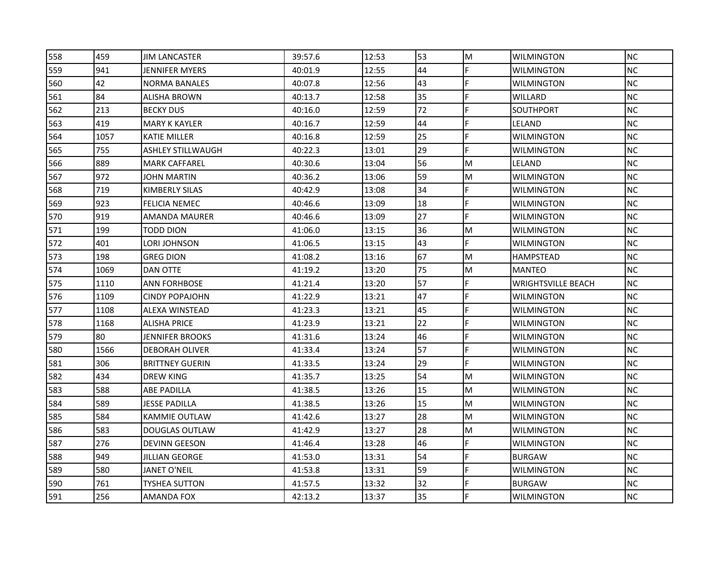| 558 | 459 | JIM LANCASTER | 39:57.6 | 12:53 | 53 | M | WILMINGTON | NC |
|---|---|---|---|---|---|---|---|---|
| 559 | 941 | JENNIFER MYERS | 40:01.9 | 12:55 | 44 | F | WILMINGTON | NC |
| 560 | 42 | NORMA BANALES | 40:07.8 | 12:56 | 43 | F | WILMINGTON | NC |
| 561 | 84 | ALISHA BROWN | 40:13.7 | 12:58 | 35 | F | WILLARD | NC |
| 562 | 213 | BECKY DUS | 40:16.0 | 12:59 | 72 | F | SOUTHPORT | NC |
| 563 | 419 | MARY K KAYLER | 40:16.7 | 12:59 | 44 | F | LELAND | NC |
| 564 | 1057 | KATIE MILLER | 40:16.8 | 12:59 | 25 | F | WILMINGTON | NC |
| 565 | 755 | ASHLEY STILLWAUGH | 40:22.3 | 13:01 | 29 | F | WILMINGTON | NC |
| 566 | 889 | MARK CAFFAREL | 40:30.6 | 13:04 | 56 | M | LELAND | NC |
| 567 | 972 | JOHN MARTIN | 40:36.2 | 13:06 | 59 | M | WILMINGTON | NC |
| 568 | 719 | KIMBERLY SILAS | 40:42.9 | 13:08 | 34 | F | WILMINGTON | NC |
| 569 | 923 | FELICIA NEMEC | 40:46.6 | 13:09 | 18 | F | WILMINGTON | NC |
| 570 | 919 | AMANDA MAURER | 40:46.6 | 13:09 | 27 | F | WILMINGTON | NC |
| 571 | 199 | TODD DION | 41:06.0 | 13:15 | 36 | M | WILMINGTON | NC |
| 572 | 401 | LORI JOHNSON | 41:06.5 | 13:15 | 43 | F | WILMINGTON | NC |
| 573 | 198 | GREG DION | 41:08.2 | 13:16 | 67 | M | HAMPSTEAD | NC |
| 574 | 1069 | DAN OTTE | 41:19.2 | 13:20 | 75 | M | MANTEO | NC |
| 575 | 1110 | ANN FORHBOSE | 41:21.4 | 13:20 | 57 | F | WRIGHTSVILLE BEACH | NC |
| 576 | 1109 | CINDY POPAJOHN | 41:22.9 | 13:21 | 47 | F | WILMINGTON | NC |
| 577 | 1108 | ALEXA WINSTEAD | 41:23.3 | 13:21 | 45 | F | WILMINGTON | NC |
| 578 | 1168 | ALISHA PRICE | 41:23.9 | 13:21 | 22 | F | WILMINGTON | NC |
| 579 | 80 | JENNIFER BROOKS | 41:31.6 | 13:24 | 46 | F | WILMINGTON | NC |
| 580 | 1566 | DEBORAH OLIVER | 41:33.4 | 13:24 | 57 | F | WILMINGTON | NC |
| 581 | 306 | BRITTNEY GUERIN | 41:33.5 | 13:24 | 29 | F | WILMINGTON | NC |
| 582 | 434 | DREW KING | 41:35.7 | 13:25 | 54 | M | WILMINGTON | NC |
| 583 | 588 | ABE PADILLA | 41:38.5 | 13:26 | 15 | M | WILMINGTON | NC |
| 584 | 589 | JESSE PADILLA | 41:38.5 | 13:26 | 15 | M | WILMINGTON | NC |
| 585 | 584 | KAMMIE OUTLAW | 41:42.6 | 13:27 | 28 | M | WILMINGTON | NC |
| 586 | 583 | DOUGLAS OUTLAW | 41:42.9 | 13:27 | 28 | M | WILMINGTON | NC |
| 587 | 276 | DEVINN GEESON | 41:46.4 | 13:28 | 46 | F | WILMINGTON | NC |
| 588 | 949 | JILLIAN GEORGE | 41:53.0 | 13:31 | 54 | F | BURGAW | NC |
| 589 | 580 | JANET O'NEIL | 41:53.8 | 13:31 | 59 | F | WILMINGTON | NC |
| 590 | 761 | TYSHEA SUTTON | 41:57.5 | 13:32 | 32 | F | BURGAW | NC |
| 591 | 256 | AMANDA FOX | 42:13.2 | 13:37 | 35 | F | WILMINGTON | NC |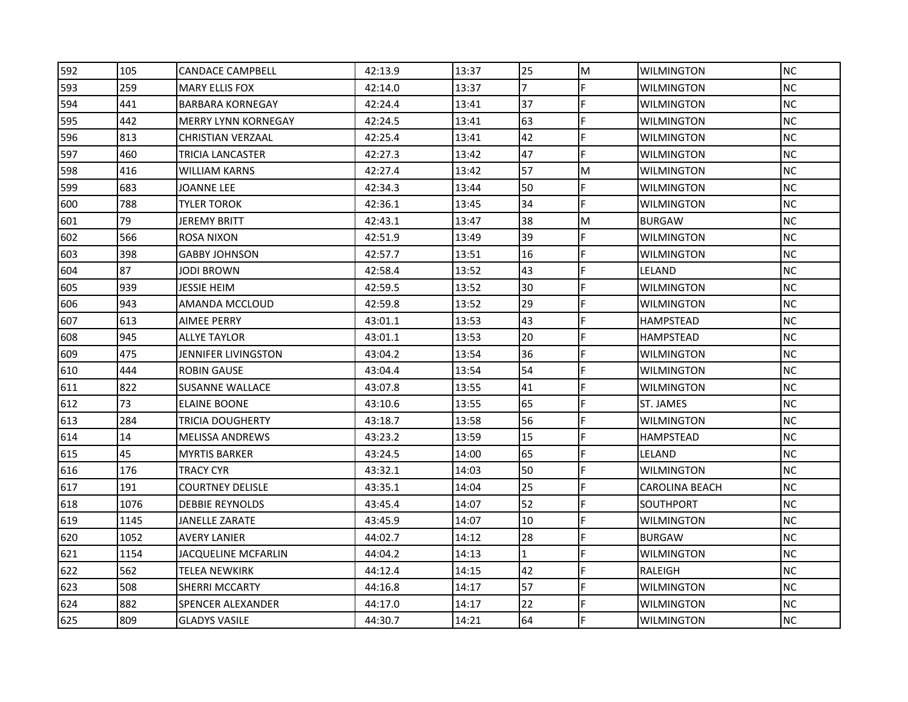| | | | | | | | | |
|---|---|---|---|---|---|---|---|---|
| 592 | 105 | CANDACE CAMPBELL | 42:13.9 | 13:37 | 25 | M | WILMINGTON | NC |
| 593 | 259 | MARY ELLIS FOX | 42:14.0 | 13:37 | 7 | F | WILMINGTON | NC |
| 594 | 441 | BARBARA KORNEGAY | 42:24.4 | 13:41 | 37 | F | WILMINGTON | NC |
| 595 | 442 | MERRY LYNN KORNEGAY | 42:24.5 | 13:41 | 63 | F | WILMINGTON | NC |
| 596 | 813 | CHRISTIAN VERZAAL | 42:25.4 | 13:41 | 42 | F | WILMINGTON | NC |
| 597 | 460 | TRICIA LANCASTER | 42:27.3 | 13:42 | 47 | F | WILMINGTON | NC |
| 598 | 416 | WILLIAM KARNS | 42:27.4 | 13:42 | 57 | M | WILMINGTON | NC |
| 599 | 683 | JOANNE LEE | 42:34.3 | 13:44 | 50 | F | WILMINGTON | NC |
| 600 | 788 | TYLER TOROK | 42:36.1 | 13:45 | 34 | F | WILMINGTON | NC |
| 601 | 79 | JEREMY BRITT | 42:43.1 | 13:47 | 38 | M | BURGAW | NC |
| 602 | 566 | ROSA NIXON | 42:51.9 | 13:49 | 39 | F | WILMINGTON | NC |
| 603 | 398 | GABBY JOHNSON | 42:57.7 | 13:51 | 16 | F | WILMINGTON | NC |
| 604 | 87 | JODI BROWN | 42:58.4 | 13:52 | 43 | F | LELAND | NC |
| 605 | 939 | JESSIE HEIM | 42:59.5 | 13:52 | 30 | F | WILMINGTON | NC |
| 606 | 943 | AMANDA MCCLOUD | 42:59.8 | 13:52 | 29 | F | WILMINGTON | NC |
| 607 | 613 | AIMEE PERRY | 43:01.1 | 13:53 | 43 | F | HAMPSTEAD | NC |
| 608 | 945 | ALLYE TAYLOR | 43:01.1 | 13:53 | 20 | F | HAMPSTEAD | NC |
| 609 | 475 | JENNIFER LIVINGSTON | 43:04.2 | 13:54 | 36 | F | WILMINGTON | NC |
| 610 | 444 | ROBIN GAUSE | 43:04.4 | 13:54 | 54 | F | WILMINGTON | NC |
| 611 | 822 | SUSANNE WALLACE | 43:07.8 | 13:55 | 41 | F | WILMINGTON | NC |
| 612 | 73 | ELAINE BOONE | 43:10.6 | 13:55 | 65 | F | ST. JAMES | NC |
| 613 | 284 | TRICIA DOUGHERTY | 43:18.7 | 13:58 | 56 | F | WILMINGTON | NC |
| 614 | 14 | MELISSA ANDREWS | 43:23.2 | 13:59 | 15 | F | HAMPSTEAD | NC |
| 615 | 45 | MYRTIS BARKER | 43:24.5 | 14:00 | 65 | F | LELAND | NC |
| 616 | 176 | TRACY CYR | 43:32.1 | 14:03 | 50 | F | WILMINGTON | NC |
| 617 | 191 | COURTNEY DELISLE | 43:35.1 | 14:04 | 25 | F | CAROLINA BEACH | NC |
| 618 | 1076 | DEBBIE REYNOLDS | 43:45.4 | 14:07 | 52 | F | SOUTHPORT | NC |
| 619 | 1145 | JANELLE ZARATE | 43:45.9 | 14:07 | 10 | F | WILMINGTON | NC |
| 620 | 1052 | AVERY LANIER | 44:02.7 | 14:12 | 28 | F | BURGAW | NC |
| 621 | 1154 | JACQUELINE MCFARLIN | 44:04.2 | 14:13 | 1 | F | WILMINGTON | NC |
| 622 | 562 | TELEA NEWKIRK | 44:12.4 | 14:15 | 42 | F | RALEIGH | NC |
| 623 | 508 | SHERRI MCCARTY | 44:16.8 | 14:17 | 57 | F | WILMINGTON | NC |
| 624 | 882 | SPENCER ALEXANDER | 44:17.0 | 14:17 | 22 | F | WILMINGTON | NC |
| 625 | 809 | GLADYS VASILE | 44:30.7 | 14:21 | 64 | F | WILMINGTON | NC |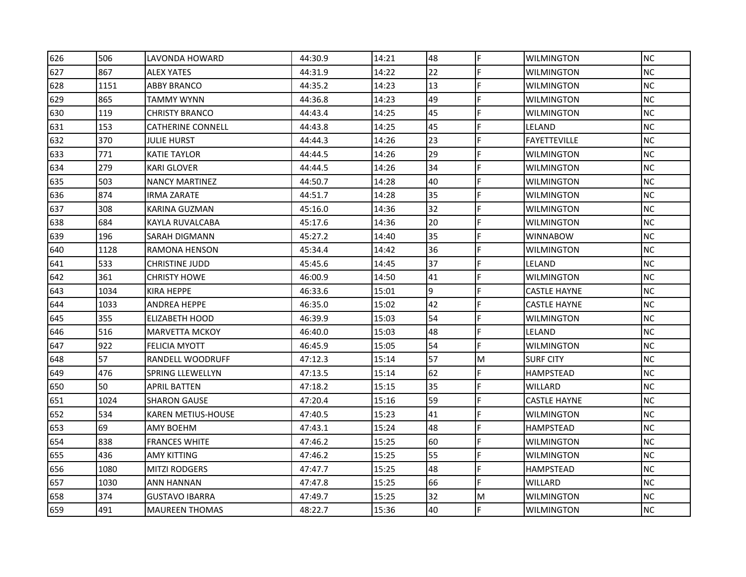| | | | | | | | | |
|---|---|---|---|---|---|---|---|---|
| 626 | 506 | LAVONDA HOWARD | 44:30.9 | 14:21 | 48 | F | WILMINGTON | NC |
| 627 | 867 | ALEX YATES | 44:31.9 | 14:22 | 22 | F | WILMINGTON | NC |
| 628 | 1151 | ABBY BRANCO | 44:35.2 | 14:23 | 13 | F | WILMINGTON | NC |
| 629 | 865 | TAMMY WYNN | 44:36.8 | 14:23 | 49 | F | WILMINGTON | NC |
| 630 | 119 | CHRISTY BRANCO | 44:43.4 | 14:25 | 45 | F | WILMINGTON | NC |
| 631 | 153 | CATHERINE CONNELL | 44:43.8 | 14:25 | 45 | F | LELAND | NC |
| 632 | 370 | JULIE HURST | 44:44.3 | 14:26 | 23 | F | FAYETTEVILLE | NC |
| 633 | 771 | KATIE TAYLOR | 44:44.5 | 14:26 | 29 | F | WILMINGTON | NC |
| 634 | 279 | KARI GLOVER | 44:44.5 | 14:26 | 34 | F | WILMINGTON | NC |
| 635 | 503 | NANCY MARTINEZ | 44:50.7 | 14:28 | 40 | F | WILMINGTON | NC |
| 636 | 874 | IRMA ZARATE | 44:51.7 | 14:28 | 35 | F | WILMINGTON | NC |
| 637 | 308 | KARINA GUZMAN | 45:16.0 | 14:36 | 32 | F | WILMINGTON | NC |
| 638 | 684 | KAYLA RUVALCABA | 45:17.6 | 14:36 | 20 | F | WILMINGTON | NC |
| 639 | 196 | SARAH DIGMANN | 45:27.2 | 14:40 | 35 | F | WINNABOW | NC |
| 640 | 1128 | RAMONA HENSON | 45:34.4 | 14:42 | 36 | F | WILMINGTON | NC |
| 641 | 533 | CHRISTINE JUDD | 45:45.6 | 14:45 | 37 | F | LELAND | NC |
| 642 | 361 | CHRISTY HOWE | 46:00.9 | 14:50 | 41 | F | WILMINGTON | NC |
| 643 | 1034 | KIRA HEPPE | 46:33.6 | 15:01 | 9 | F | CASTLE HAYNE | NC |
| 644 | 1033 | ANDREA HEPPE | 46:35.0 | 15:02 | 42 | F | CASTLE HAYNE | NC |
| 645 | 355 | ELIZABETH HOOD | 46:39.9 | 15:03 | 54 | F | WILMINGTON | NC |
| 646 | 516 | MARVETTA MCKOY | 46:40.0 | 15:03 | 48 | F | LELAND | NC |
| 647 | 922 | FELICIA MYOTT | 46:45.9 | 15:05 | 54 | F | WILMINGTON | NC |
| 648 | 57 | RANDELL WOODRUFF | 47:12.3 | 15:14 | 57 | M | SURF CITY | NC |
| 649 | 476 | SPRING LLEWELLYN | 47:13.5 | 15:14 | 62 | F | HAMPSTEAD | NC |
| 650 | 50 | APRIL BATTEN | 47:18.2 | 15:15 | 35 | F | WILLARD | NC |
| 651 | 1024 | SHARON GAUSE | 47:20.4 | 15:16 | 59 | F | CASTLE HAYNE | NC |
| 652 | 534 | KAREN METIUS-HOUSE | 47:40.5 | 15:23 | 41 | F | WILMINGTON | NC |
| 653 | 69 | AMY BOEHM | 47:43.1 | 15:24 | 48 | F | HAMPSTEAD | NC |
| 654 | 838 | FRANCES WHITE | 47:46.2 | 15:25 | 60 | F | WILMINGTON | NC |
| 655 | 436 | AMY KITTING | 47:46.2 | 15:25 | 55 | F | WILMINGTON | NC |
| 656 | 1080 | MITZI RODGERS | 47:47.7 | 15:25 | 48 | F | HAMPSTEAD | NC |
| 657 | 1030 | ANN HANNAN | 47:47.8 | 15:25 | 66 | F | WILLARD | NC |
| 658 | 374 | GUSTAVO IBARRA | 47:49.7 | 15:25 | 32 | M | WILMINGTON | NC |
| 659 | 491 | MAUREEN THOMAS | 48:22.7 | 15:36 | 40 | F | WILMINGTON | NC |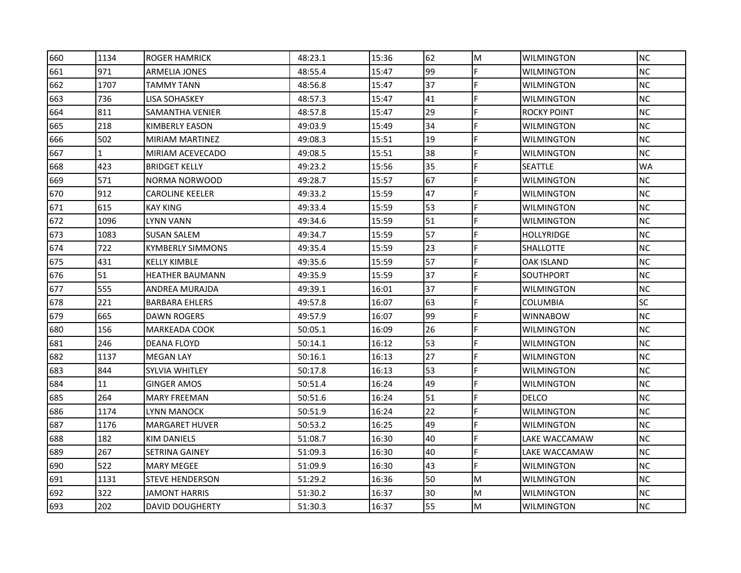| 660 | 1134 | ROGER HAMRICK | 48:23.1 | 15:36 | 62 | M | WILMINGTON | NC |
|---|---|---|---|---|---|---|---|---|
| 661 | 971 | ARMELIA JONES | 48:55.4 | 15:47 | 99 | F | WILMINGTON | NC |
| 662 | 1707 | TAMMY TANN | 48:56.8 | 15:47 | 37 | F | WILMINGTON | NC |
| 663 | 736 | LISA SOHASKEY | 48:57.3 | 15:47 | 41 | F | WILMINGTON | NC |
| 664 | 811 | SAMANTHA VENIER | 48:57.8 | 15:47 | 29 | F | ROCKY POINT | NC |
| 665 | 218 | KIMBERLY EASON | 49:03.9 | 15:49 | 34 | F | WILMINGTON | NC |
| 666 | 502 | MIRIAM MARTINEZ | 49:08.3 | 15:51 | 19 | F | WILMINGTON | NC |
| 667 | 1 | MIRIAM ACEVECADO | 49:08.5 | 15:51 | 38 | F | WILMINGTON | NC |
| 668 | 423 | BRIDGET KELLY | 49:23.2 | 15:56 | 35 | F | SEATTLE | WA |
| 669 | 571 | NORMA NORWOOD | 49:28.7 | 15:57 | 67 | F | WILMINGTON | NC |
| 670 | 912 | CAROLINE KEELER | 49:33.2 | 15:59 | 47 | F | WILMINGTON | NC |
| 671 | 615 | KAY KING | 49:33.4 | 15:59 | 53 | F | WILMINGTON | NC |
| 672 | 1096 | LYNN VANN | 49:34.6 | 15:59 | 51 | F | WILMINGTON | NC |
| 673 | 1083 | SUSAN SALEM | 49:34.7 | 15:59 | 57 | F | HOLLYRIDGE | NC |
| 674 | 722 | KYMBERLY SIMMONS | 49:35.4 | 15:59 | 23 | F | SHALLOTTE | NC |
| 675 | 431 | KELLY KIMBLE | 49:35.6 | 15:59 | 57 | F | OAK ISLAND | NC |
| 676 | 51 | HEATHER BAUMANN | 49:35.9 | 15:59 | 37 | F | SOUTHPORT | NC |
| 677 | 555 | ANDREA MURAJDA | 49:39.1 | 16:01 | 37 | F | WILMINGTON | NC |
| 678 | 221 | BARBARA EHLERS | 49:57.8 | 16:07 | 63 | F | COLUMBIA | SC |
| 679 | 665 | DAWN ROGERS | 49:57.9 | 16:07 | 99 | F | WINNABOW | NC |
| 680 | 156 | MARKEADA COOK | 50:05.1 | 16:09 | 26 | F | WILMINGTON | NC |
| 681 | 246 | DEANA FLOYD | 50:14.1 | 16:12 | 53 | F | WILMINGTON | NC |
| 682 | 1137 | MEGAN LAY | 50:16.1 | 16:13 | 27 | F | WILMINGTON | NC |
| 683 | 844 | SYLVIA WHITLEY | 50:17.8 | 16:13 | 53 | F | WILMINGTON | NC |
| 684 | 11 | GINGER AMOS | 50:51.4 | 16:24 | 49 | F | WILMINGTON | NC |
| 685 | 264 | MARY FREEMAN | 50:51.6 | 16:24 | 51 | F | DELCO | NC |
| 686 | 1174 | LYNN MANOCK | 50:51.9 | 16:24 | 22 | F | WILMINGTON | NC |
| 687 | 1176 | MARGARET HUVER | 50:53.2 | 16:25 | 49 | F | WILMINGTON | NC |
| 688 | 182 | KIM DANIELS | 51:08.7 | 16:30 | 40 | F | LAKE WACCAMAW | NC |
| 689 | 267 | SETRINA GAINEY | 51:09.3 | 16:30 | 40 | F | LAKE WACCAMAW | NC |
| 690 | 522 | MARY MEGEE | 51:09.9 | 16:30 | 43 | F | WILMINGTON | NC |
| 691 | 1131 | STEVE HENDERSON | 51:29.2 | 16:36 | 50 | M | WILMINGTON | NC |
| 692 | 322 | JAMONT HARRIS | 51:30.2 | 16:37 | 30 | M | WILMINGTON | NC |
| 693 | 202 | DAVID DOUGHERTY | 51:30.3 | 16:37 | 55 | M | WILMINGTON | NC |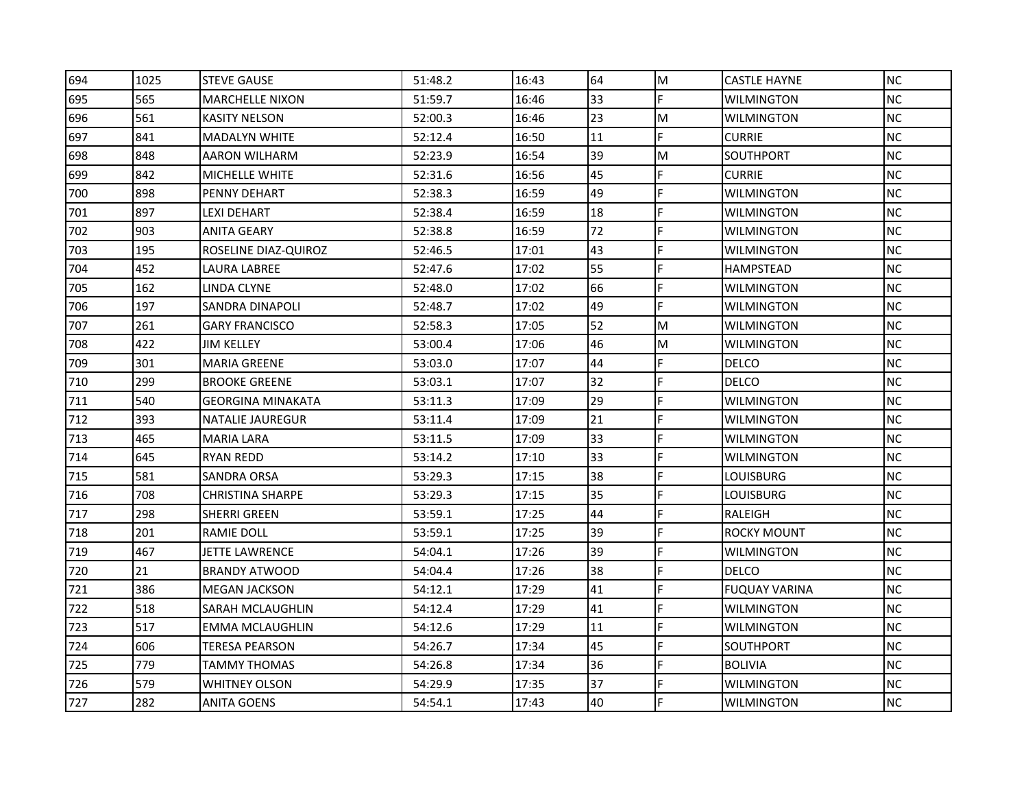| | | | | | | | | |
|---|---|---|---|---|---|---|---|---|
| 694 | 1025 | STEVE GAUSE | 51:48.2 | 16:43 | 64 | M | CASTLE HAYNE | NC |
| 695 | 565 | MARCHELLE NIXON | 51:59.7 | 16:46 | 33 | F | WILMINGTON | NC |
| 696 | 561 | KASITY NELSON | 52:00.3 | 16:46 | 23 | M | WILMINGTON | NC |
| 697 | 841 | MADALYN WHITE | 52:12.4 | 16:50 | 11 | F | CURRIE | NC |
| 698 | 848 | AARON WILHARM | 52:23.9 | 16:54 | 39 | M | SOUTHPORT | NC |
| 699 | 842 | MICHELLE WHITE | 52:31.6 | 16:56 | 45 | F | CURRIE | NC |
| 700 | 898 | PENNY DEHART | 52:38.3 | 16:59 | 49 | F | WILMINGTON | NC |
| 701 | 897 | LEXI DEHART | 52:38.4 | 16:59 | 18 | F | WILMINGTON | NC |
| 702 | 903 | ANITA GEARY | 52:38.8 | 16:59 | 72 | F | WILMINGTON | NC |
| 703 | 195 | ROSELINE DIAZ-QUIROZ | 52:46.5 | 17:01 | 43 | F | WILMINGTON | NC |
| 704 | 452 | LAURA LABREE | 52:47.6 | 17:02 | 55 | F | HAMPSTEAD | NC |
| 705 | 162 | LINDA CLYNE | 52:48.0 | 17:02 | 66 | F | WILMINGTON | NC |
| 706 | 197 | SANDRA DINAPOLI | 52:48.7 | 17:02 | 49 | F | WILMINGTON | NC |
| 707 | 261 | GARY FRANCISCO | 52:58.3 | 17:05 | 52 | M | WILMINGTON | NC |
| 708 | 422 | JIM KELLEY | 53:00.4 | 17:06 | 46 | M | WILMINGTON | NC |
| 709 | 301 | MARIA GREENE | 53:03.0 | 17:07 | 44 | F | DELCO | NC |
| 710 | 299 | BROOKE GREENE | 53:03.1 | 17:07 | 32 | F | DELCO | NC |
| 711 | 540 | GEORGINA MINAKATA | 53:11.3 | 17:09 | 29 | F | WILMINGTON | NC |
| 712 | 393 | NATALIE JAUREGUR | 53:11.4 | 17:09 | 21 | F | WILMINGTON | NC |
| 713 | 465 | MARIA LARA | 53:11.5 | 17:09 | 33 | F | WILMINGTON | NC |
| 714 | 645 | RYAN REDD | 53:14.2 | 17:10 | 33 | F | WILMINGTON | NC |
| 715 | 581 | SANDRA ORSA | 53:29.3 | 17:15 | 38 | F | LOUISBURG | NC |
| 716 | 708 | CHRISTINA SHARPE | 53:29.3 | 17:15 | 35 | F | LOUISBURG | NC |
| 717 | 298 | SHERRI GREEN | 53:59.1 | 17:25 | 44 | F | RALEIGH | NC |
| 718 | 201 | RAMIE DOLL | 53:59.1 | 17:25 | 39 | F | ROCKY MOUNT | NC |
| 719 | 467 | JETTE LAWRENCE | 54:04.1 | 17:26 | 39 | F | WILMINGTON | NC |
| 720 | 21 | BRANDY ATWOOD | 54:04.4 | 17:26 | 38 | F | DELCO | NC |
| 721 | 386 | MEGAN JACKSON | 54:12.1 | 17:29 | 41 | F | FUQUAY VARINA | NC |
| 722 | 518 | SARAH MCLAUGHLIN | 54:12.4 | 17:29 | 41 | F | WILMINGTON | NC |
| 723 | 517 | EMMA MCLAUGHLIN | 54:12.6 | 17:29 | 11 | F | WILMINGTON | NC |
| 724 | 606 | TERESA PEARSON | 54:26.7 | 17:34 | 45 | F | SOUTHPORT | NC |
| 725 | 779 | TAMMY THOMAS | 54:26.8 | 17:34 | 36 | F | BOLIVIA | NC |
| 726 | 579 | WHITNEY OLSON | 54:29.9 | 17:35 | 37 | F | WILMINGTON | NC |
| 727 | 282 | ANITA GOENS | 54:54.1 | 17:43 | 40 | F | WILMINGTON | NC |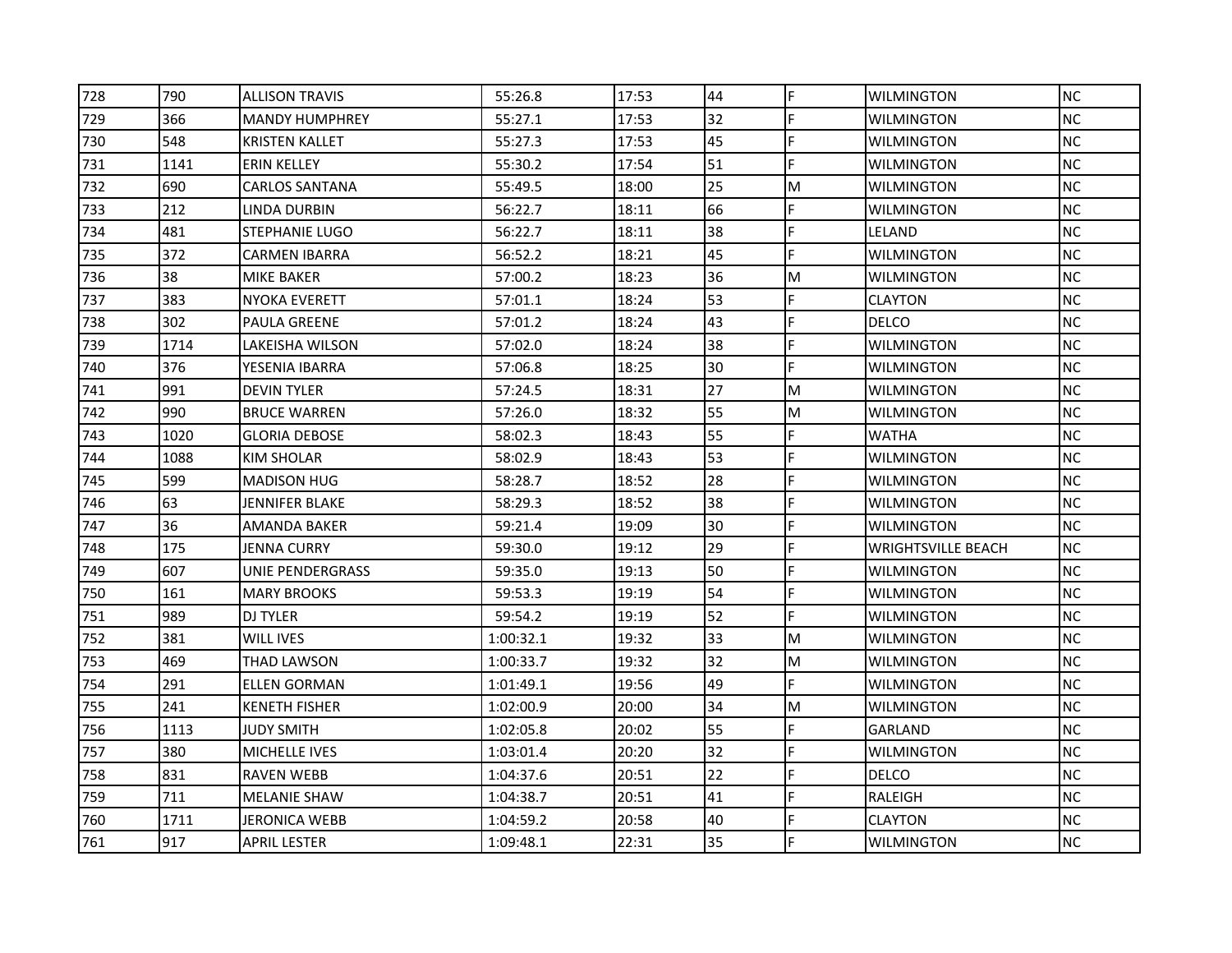| | | | | | | | | |
|---|---|---|---|---|---|---|---|---|
| 728 | 790 | ALLISON TRAVIS | 55:26.8 | 17:53 | 44 | F | WILMINGTON | NC |
| 729 | 366 | MANDY HUMPHREY | 55:27.1 | 17:53 | 32 | F | WILMINGTON | NC |
| 730 | 548 | KRISTEN KALLET | 55:27.3 | 17:53 | 45 | F | WILMINGTON | NC |
| 731 | 1141 | ERIN KELLEY | 55:30.2 | 17:54 | 51 | F | WILMINGTON | NC |
| 732 | 690 | CARLOS SANTANA | 55:49.5 | 18:00 | 25 | M | WILMINGTON | NC |
| 733 | 212 | LINDA DURBIN | 56:22.7 | 18:11 | 66 | F | WILMINGTON | NC |
| 734 | 481 | STEPHANIE LUGO | 56:22.7 | 18:11 | 38 | F | LELAND | NC |
| 735 | 372 | CARMEN IBARRA | 56:52.2 | 18:21 | 45 | F | WILMINGTON | NC |
| 736 | 38 | MIKE BAKER | 57:00.2 | 18:23 | 36 | M | WILMINGTON | NC |
| 737 | 383 | NYOKA EVERETT | 57:01.1 | 18:24 | 53 | F | CLAYTON | NC |
| 738 | 302 | PAULA GREENE | 57:01.2 | 18:24 | 43 | F | DELCO | NC |
| 739 | 1714 | LAKEISHA WILSON | 57:02.0 | 18:24 | 38 | F | WILMINGTON | NC |
| 740 | 376 | YESENIA IBARRA | 57:06.8 | 18:25 | 30 | F | WILMINGTON | NC |
| 741 | 991 | DEVIN TYLER | 57:24.5 | 18:31 | 27 | M | WILMINGTON | NC |
| 742 | 990 | BRUCE WARREN | 57:26.0 | 18:32 | 55 | M | WILMINGTON | NC |
| 743 | 1020 | GLORIA DEBOSE | 58:02.3 | 18:43 | 55 | F | WATHA | NC |
| 744 | 1088 | KIM SHOLAR | 58:02.9 | 18:43 | 53 | F | WILMINGTON | NC |
| 745 | 599 | MADISON HUG | 58:28.7 | 18:52 | 28 | F | WILMINGTON | NC |
| 746 | 63 | JENNIFER BLAKE | 58:29.3 | 18:52 | 38 | F | WILMINGTON | NC |
| 747 | 36 | AMANDA BAKER | 59:21.4 | 19:09 | 30 | F | WILMINGTON | NC |
| 748 | 175 | JENNA CURRY | 59:30.0 | 19:12 | 29 | F | WRIGHTSVILLE BEACH | NC |
| 749 | 607 | UNIE PENDERGRASS | 59:35.0 | 19:13 | 50 | F | WILMINGTON | NC |
| 750 | 161 | MARY BROOKS | 59:53.3 | 19:19 | 54 | F | WILMINGTON | NC |
| 751 | 989 | DJ TYLER | 59:54.2 | 19:19 | 52 | F | WILMINGTON | NC |
| 752 | 381 | WILL IVES | 1:00:32.1 | 19:32 | 33 | M | WILMINGTON | NC |
| 753 | 469 | THAD LAWSON | 1:00:33.7 | 19:32 | 32 | M | WILMINGTON | NC |
| 754 | 291 | ELLEN GORMAN | 1:01:49.1 | 19:56 | 49 | F | WILMINGTON | NC |
| 755 | 241 | KENETH FISHER | 1:02:00.9 | 20:00 | 34 | M | WILMINGTON | NC |
| 756 | 1113 | JUDY SMITH | 1:02:05.8 | 20:02 | 55 | F | GARLAND | NC |
| 757 | 380 | MICHELLE IVES | 1:03:01.4 | 20:20 | 32 | F | WILMINGTON | NC |
| 758 | 831 | RAVEN WEBB | 1:04:37.6 | 20:51 | 22 | F | DELCO | NC |
| 759 | 711 | MELANIE SHAW | 1:04:38.7 | 20:51 | 41 | F | RALEIGH | NC |
| 760 | 1711 | JERONICA WEBB | 1:04:59.2 | 20:58 | 40 | F | CLAYTON | NC |
| 761 | 917 | APRIL LESTER | 1:09:48.1 | 22:31 | 35 | F | WILMINGTON | NC |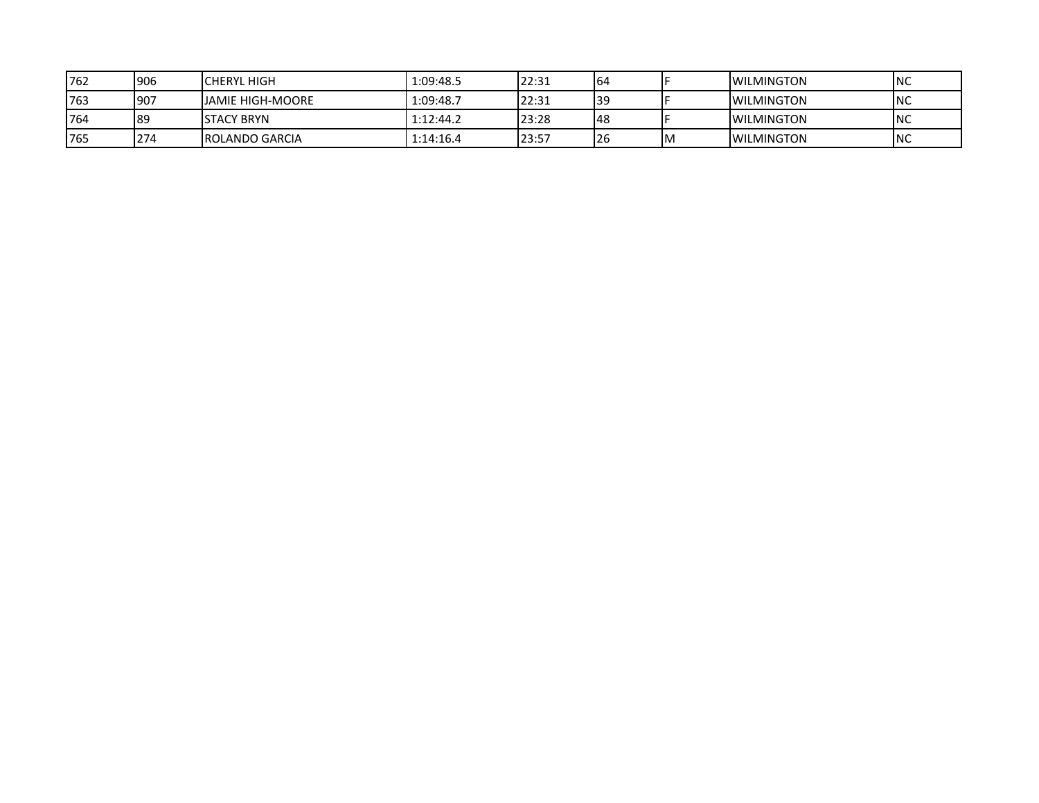| | | | | | | | | |
|---|---|---|---|---|---|---|---|---|
| 762 | 906 | CHERYL HIGH | 1:09:48.5 | 22:31 | 64 | F | WILMINGTON | NC |
| 763 | 907 | JAMIE HIGH-MOORE | 1:09:48.7 | 22:31 | 39 | F | WILMINGTON | NC |
| 764 | 89 | STACY BRYN | 1:12:44.2 | 23:28 | 48 | F | WILMINGTON | NC |
| 765 | 274 | ROLANDO GARCIA | 1:14:16.4 | 23:57 | 26 | M | WILMINGTON | NC |